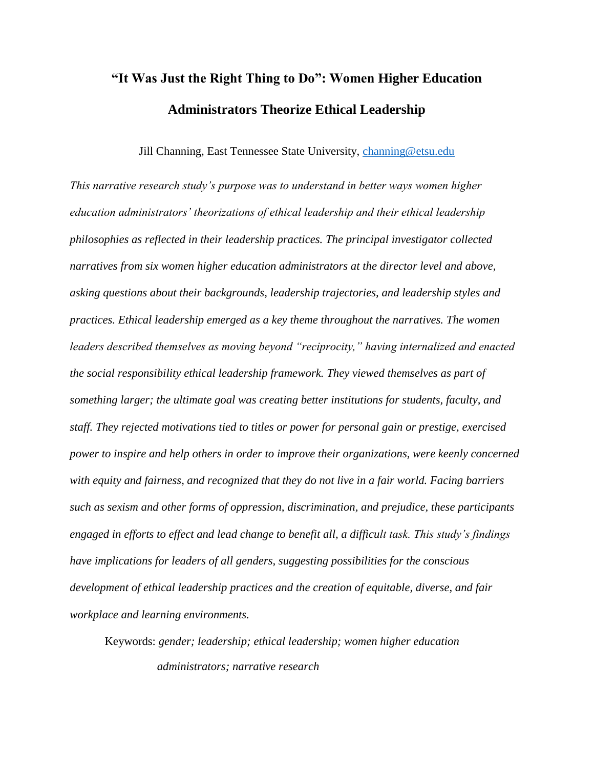# "It Was Just the Right Thing to Do": Women Higher Education Administrators Theorize Ethical Leadership

Jill Channing, East Tennessee State University, channing@etsu.edu

*This narrative research study's purpose was to understand in better ways women higher education administrators' theorizations of ethical leadership and their ethical leadership philosophies as reflected in their leadership practices. The principal investigator collected narratives from six women higher education administrators at the director level and above, asking questions about their backgrounds, leadership trajectories, and leadership styles and practices. Ethical leadership emerged as a key theme throughout the narratives. The women leaders described themselves as moving beyond "reciprocity," having internalized and enacted the social responsibility ethical leadership framework. They viewed themselves as part of something larger; the ultimate goal was creating better institutions for students, faculty, and staff. They rejected motivations tied to titles or power for personal gain or prestige, exercised power to inspire and help others in order to improve their organizations, were keenly concerned with equity and fairness, and recognized that they do not live in a fair world. Facing barriers such as sexism and other forms of oppression, discrimination, and prejudice, these participants engaged in efforts to effect and lead change to benefit all, a difficult task. This study's findings have implications for leaders of all genders, suggesting possibilities for the conscious development of ethical leadership practices and the creation of equitable, diverse, and fair workplace and learning environments.*

Keywords: *gender; leadership; ethical leadership; women higher education administrators; narrative research*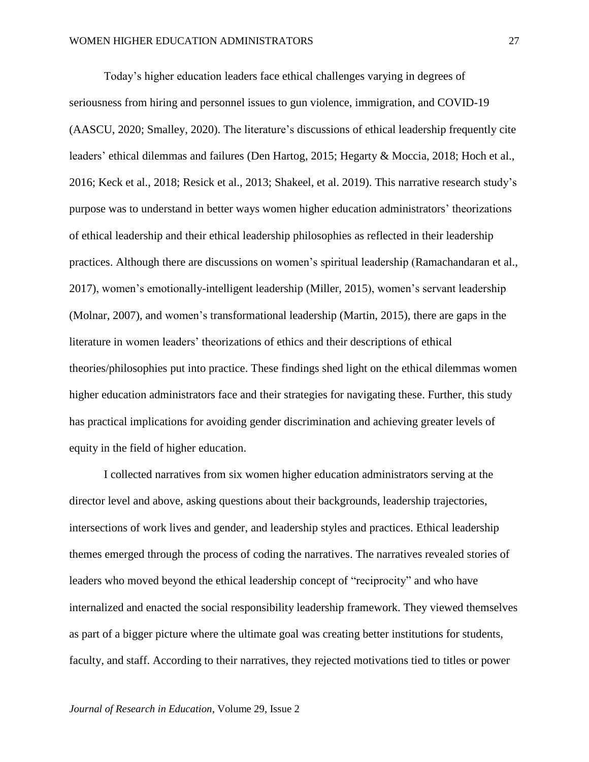Today's higher education leaders face ethical challenges varying in degrees of seriousness from hiring and personnel issues to gun violence, immigration, and COVID-19 (AASCU, 2020; Smalley, 2020). The literature's discussions of ethical leadership frequently cite leaders' ethical dilemmas and failures (Den Hartog, 2015; Hegarty & Moccia, 2018; Hoch et al., 2016; Keck et al., 2018; Resick et al., 2013; Shakeel, et al. 2019). This narrative research study's purpose was to understand in better ways women higher education administrators' theorizations of ethical leadership and their ethical leadership philosophies as reflected in their leadership practices. Although there are discussions on women's spiritual leadership (Ramachandaran et al., 2017), women's emotionally-intelligent leadership (Miller, 2015), women's servant leadership (Molnar, 2007), and women's transformational leadership (Martin, 2015), there are gaps in the literature in women leaders' theorizations of ethics and their descriptions of ethical theories/philosophies put into practice. These findings shed light on the ethical dilemmas women higher education administrators face and their strategies for navigating these. Further, this study has practical implications for avoiding gender discrimination and achieving greater levels of equity in the field of higher education.

I collected narratives from six women higher education administrators serving at the director level and above, asking questions about their backgrounds, leadership trajectories, intersections of work lives and gender, and leadership styles and practices. Ethical leadership themes emerged through the process of coding the narratives. The narratives revealed stories of leaders who moved beyond the ethical leadership concept of "reciprocity" and who have internalized and enacted the social responsibility leadership framework. They viewed themselves as part of a bigger picture where the ultimate goal was creating better institutions for students, faculty, and staff. According to their narratives, they rejected motivations tied to titles or power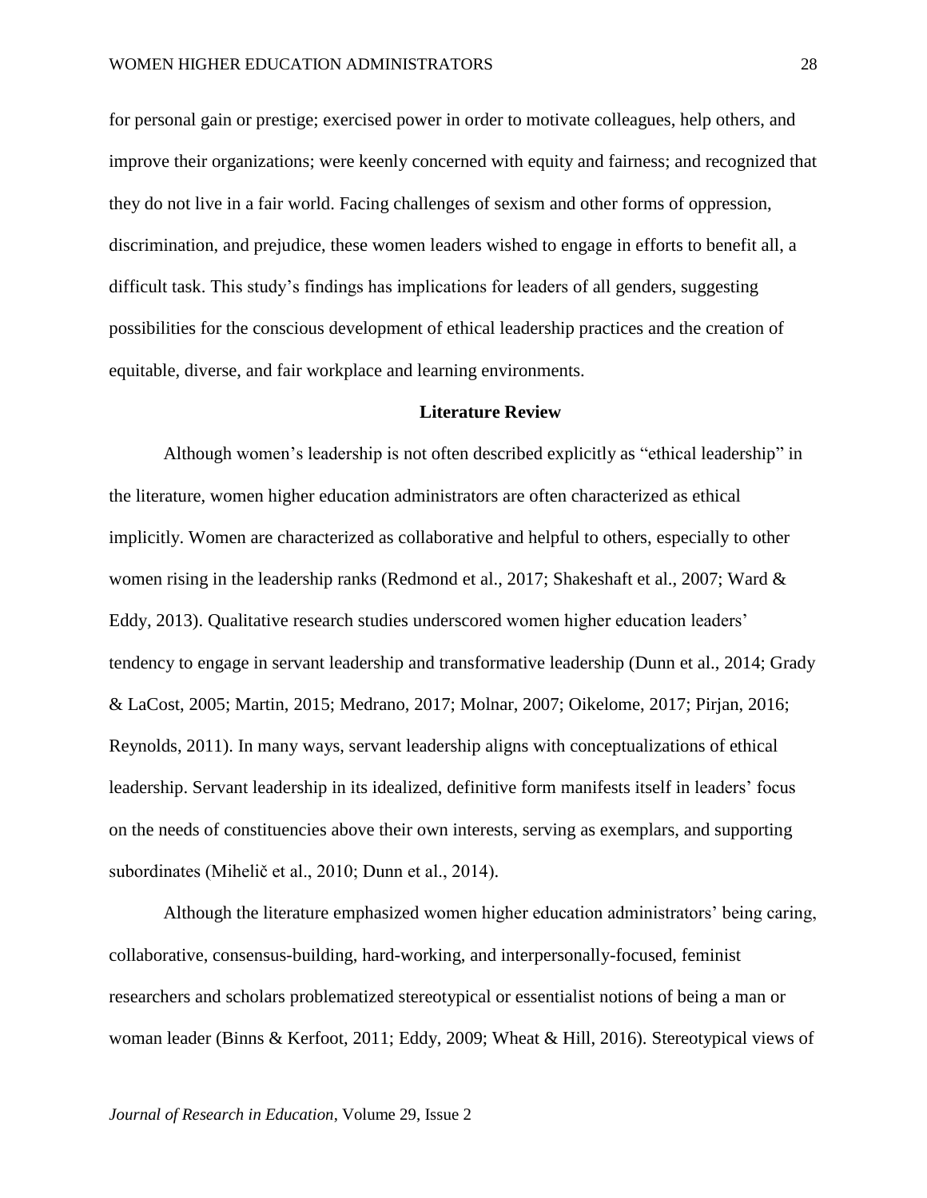for personal gain or prestige; exercised power in order to motivate colleagues, help others, and improve their organizations; were keenly concerned with equity and fairness; and recognized that they do not live in a fair world. Facing challenges of sexism and other forms of oppression, discrimination, and prejudice, these women leaders wished to engage in efforts to benefit all, a difficult task. This study's findings has implications for leaders of all genders, suggesting possibilities for the conscious development of ethical leadership practices and the creation of equitable, diverse, and fair workplace and learning environments.

## Literature Review

Although women's leadership is not often described explicitly as "ethical leadership" in the literature, women higher education administrators are often characterized as ethical implicitly. Women are characterized as collaborative and helpful to others, especially to other women rising in the leadership ranks (Redmond et al., 2017; Shakeshaft et al., 2007; Ward & Eddy, 2013). Qualitative research studies underscored women higher education leaders' tendency to engage in servant leadership and transformative leadership (Dunn et al., 2014; Grady & LaCost, 2005; Martin, 2015; Medrano, 2017; Molnar, 2007; Oikelome, 2017; Pirjan, 2016; Reynolds, 2011). In many ways, servant leadership aligns with conceptualizations of ethical leadership. Servant leadership in its idealized, definitive form manifests itself in leaders' focus on the needs of constituencies above their own interests, serving as exemplars, and supporting subordinates (Mihelič et al., 2010; Dunn et al., 2014).

Although the literature emphasized women higher education administrators' being caring, collaborative, consensus-building, hard-working, and interpersonally-focused, feminist researchers and scholars problematized stereotypical or essentialist notions of being a man or woman leader (Binns & Kerfoot, 2011; Eddy, 2009; Wheat & Hill, 2016). Stereotypical views of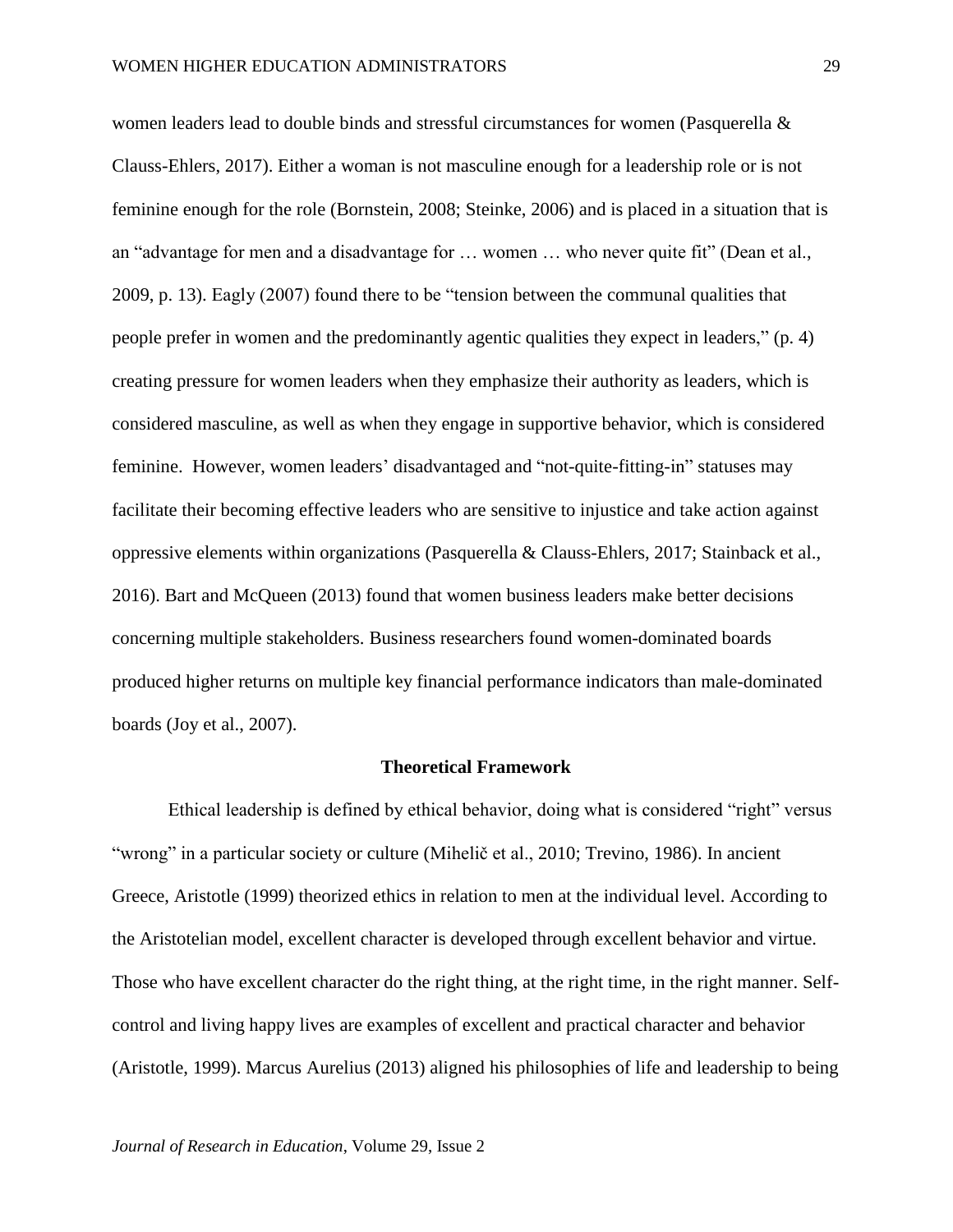women leaders lead to double binds and stressful circumstances for women (Pasquerella & Clauss-Ehlers, 2017). Either a woman is not masculine enough for a leadership role or is not feminine enough for the role (Bornstein, 2008; Steinke, 2006) and is placed in a situation that is an "advantage for men and a disadvantage for … women … who never quite fit" (Dean et al., 2009, p. 13). Eagly (2007) found there to be "tension between the communal qualities that people prefer in women and the predominantly agentic qualities they expect in leaders," (p. 4) creating pressure for women leaders when they emphasize their authority as leaders, which is considered masculine, as well as when they engage in supportive behavior, which is considered feminine. However, women leaders' disadvantaged and "not-quite-fitting-in" statuses may facilitate their becoming effective leaders who are sensitive to injustice and take action against oppressive elements within organizations (Pasquerella & Clauss-Ehlers, 2017; Stainback et al., 2016). Bart and McQueen (2013) found that women business leaders make better decisions concerning multiple stakeholders. Business researchers found women-dominated boards produced higher returns on multiple key financial performance indicators than male-dominated boards (Joy et al., 2007).

## Theoretical Framework

Ethical leadership is defined by ethical behavior, doing what is considered "right" versus "wrong" in a particular society or culture (Mihelič et al., 2010; Trevino, 1986). In ancient Greece, Aristotle (1999) theorized ethics in relation to men at the individual level. According to the Aristotelian model, excellent character is developed through excellent behavior and virtue. Those who have excellent character do the right thing, at the right time, in the right manner. Self-control and living happy lives are examples of excellent and practical character and behavior (Aristotle, 1999). Marcus Aurelius (2013) aligned his philosophies of life and leadership to being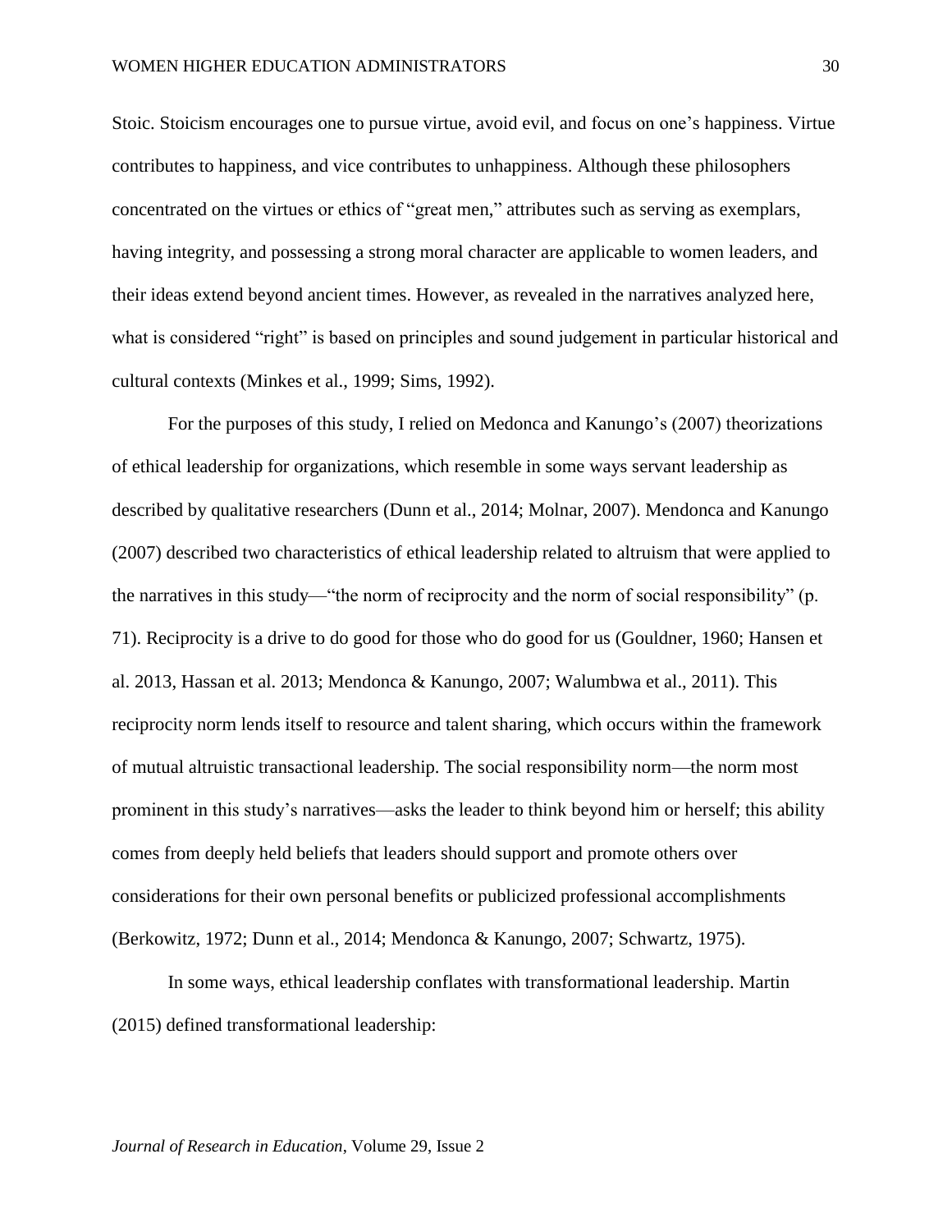Stoic. Stoicism encourages one to pursue virtue, avoid evil, and focus on one's happiness. Virtue contributes to happiness, and vice contributes to unhappiness. Although these philosophers concentrated on the virtues or ethics of "great men," attributes such as serving as exemplars, having integrity, and possessing a strong moral character are applicable to women leaders, and their ideas extend beyond ancient times. However, as revealed in the narratives analyzed here, what is considered "right" is based on principles and sound judgement in particular historical and cultural contexts (Minkes et al., 1999; Sims, 1992).

For the purposes of this study, I relied on Medonca and Kanungo's (2007) theorizations of ethical leadership for organizations, which resemble in some ways servant leadership as described by qualitative researchers (Dunn et al., 2014; Molnar, 2007). Mendonca and Kanungo (2007) described two characteristics of ethical leadership related to altruism that were applied to the narratives in this study—"the norm of reciprocity and the norm of social responsibility" (p. 71). Reciprocity is a drive to do good for those who do good for us (Gouldner, 1960; Hansen et al. 2013, Hassan et al. 2013; Mendonca & Kanungo, 2007; Walumbwa et al., 2011). This reciprocity norm lends itself to resource and talent sharing, which occurs within the framework of mutual altruistic transactional leadership. The social responsibility norm—the norm most prominent in this study's narratives—asks the leader to think beyond him or herself; this ability comes from deeply held beliefs that leaders should support and promote others over considerations for their own personal benefits or publicized professional accomplishments (Berkowitz, 1972; Dunn et al., 2014; Mendonca & Kanungo, 2007; Schwartz, 1975).

In some ways, ethical leadership conflates with transformational leadership. Martin (2015) defined transformational leadership: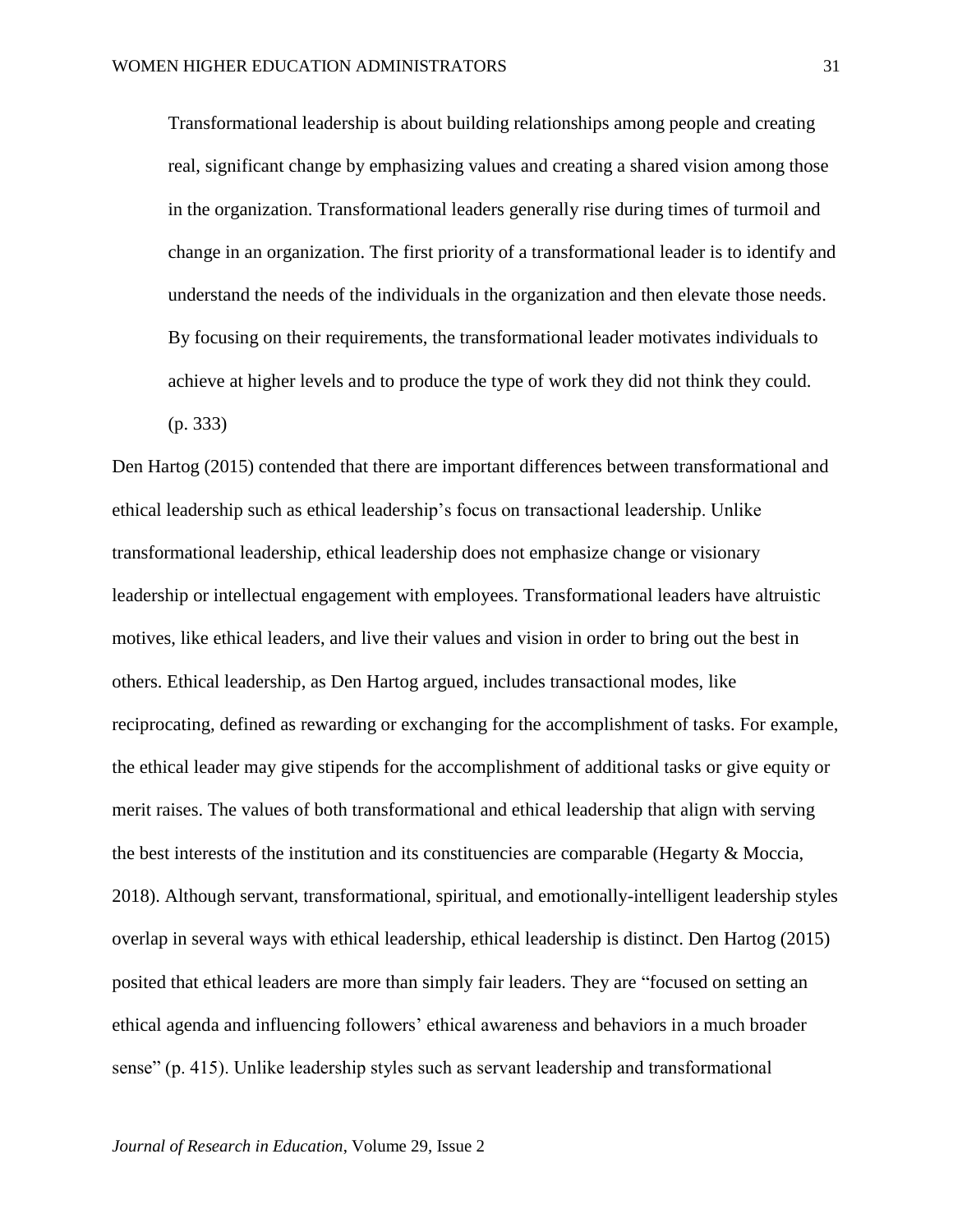> Transformational leadership is about building relationships among people and creating real, significant change by emphasizing values and creating a shared vision among those in the organization. Transformational leaders generally rise during times of turmoil and change in an organization. The first priority of a transformational leader is to identify and understand the needs of the individuals in the organization and then elevate those needs. By focusing on their requirements, the transformational leader motivates individuals to achieve at higher levels and to produce the type of work they did not think they could. (p. 333)

Den Hartog (2015) contended that there are important differences between transformational and ethical leadership such as ethical leadership's focus on transactional leadership. Unlike transformational leadership, ethical leadership does not emphasize change or visionary leadership or intellectual engagement with employees. Transformational leaders have altruistic motives, like ethical leaders, and live their values and vision in order to bring out the best in others. Ethical leadership, as Den Hartog argued, includes transactional modes, like reciprocating, defined as rewarding or exchanging for the accomplishment of tasks. For example, the ethical leader may give stipends for the accomplishment of additional tasks or give equity or merit raises. The values of both transformational and ethical leadership that align with serving the best interests of the institution and its constituencies are comparable (Hegarty & Moccia, 2018). Although servant, transformational, spiritual, and emotionally-intelligent leadership styles overlap in several ways with ethical leadership, ethical leadership is distinct. Den Hartog (2015) posited that ethical leaders are more than simply fair leaders. They are "focused on setting an ethical agenda and influencing followers' ethical awareness and behaviors in a much broader sense" (p. 415). Unlike leadership styles such as servant leadership and transformational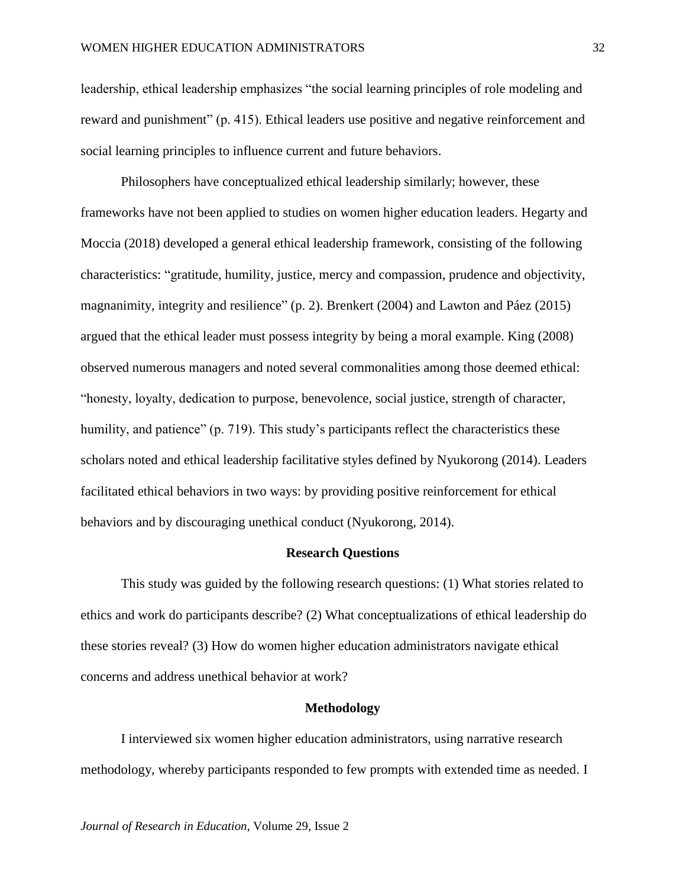leadership, ethical leadership emphasizes "the social learning principles of role modeling and reward and punishment" (p. 415). Ethical leaders use positive and negative reinforcement and social learning principles to influence current and future behaviors.

Philosophers have conceptualized ethical leadership similarly; however, these frameworks have not been applied to studies on women higher education leaders. Hegarty and Moccia (2018) developed a general ethical leadership framework, consisting of the following characteristics: "gratitude, humility, justice, mercy and compassion, prudence and objectivity, magnanimity, integrity and resilience" (p. 2). Brenkert (2004) and Lawton and Páez (2015) argued that the ethical leader must possess integrity by being a moral example. King (2008) observed numerous managers and noted several commonalities among those deemed ethical: "honesty, loyalty, dedication to purpose, benevolence, social justice, strength of character, humility, and patience" (p. 719). This study's participants reflect the characteristics these scholars noted and ethical leadership facilitative styles defined by Nyukorong (2014). Leaders facilitated ethical behaviors in two ways: by providing positive reinforcement for ethical behaviors and by discouraging unethical conduct (Nyukorong, 2014).

## Research Questions

This study was guided by the following research questions: (1) What stories related to ethics and work do participants describe? (2) What conceptualizations of ethical leadership do these stories reveal? (3) How do women higher education administrators navigate ethical concerns and address unethical behavior at work?

## Methodology

I interviewed six women higher education administrators, using narrative research methodology, whereby participants responded to few prompts with extended time as needed. I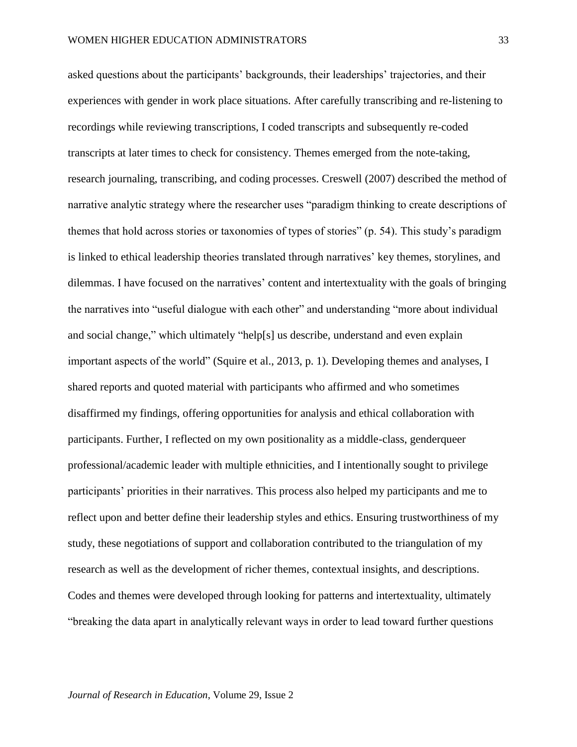asked questions about the participants' backgrounds, their leaderships' trajectories, and their experiences with gender in work place situations. After carefully transcribing and re-listening to recordings while reviewing transcriptions, I coded transcripts and subsequently re-coded transcripts at later times to check for consistency. Themes emerged from the note-taking, research journaling, transcribing, and coding processes. Creswell (2007) described the method of narrative analytic strategy where the researcher uses "paradigm thinking to create descriptions of themes that hold across stories or taxonomies of types of stories" (p. 54). This study's paradigm is linked to ethical leadership theories translated through narratives' key themes, storylines, and dilemmas. I have focused on the narratives' content and intertextuality with the goals of bringing the narratives into "useful dialogue with each other" and understanding "more about individual and social change," which ultimately "help[s] us describe, understand and even explain important aspects of the world" (Squire et al., 2013, p. 1). Developing themes and analyses, I shared reports and quoted material with participants who affirmed and who sometimes disaffirmed my findings, offering opportunities for analysis and ethical collaboration with participants. Further, I reflected on my own positionality as a middle-class, genderqueer professional/academic leader with multiple ethnicities, and I intentionally sought to privilege participants' priorities in their narratives. This process also helped my participants and me to reflect upon and better define their leadership styles and ethics. Ensuring trustworthiness of my study, these negotiations of support and collaboration contributed to the triangulation of my research as well as the development of richer themes, contextual insights, and descriptions. Codes and themes were developed through looking for patterns and intertextuality, ultimately "breaking the data apart in analytically relevant ways in order to lead toward further questions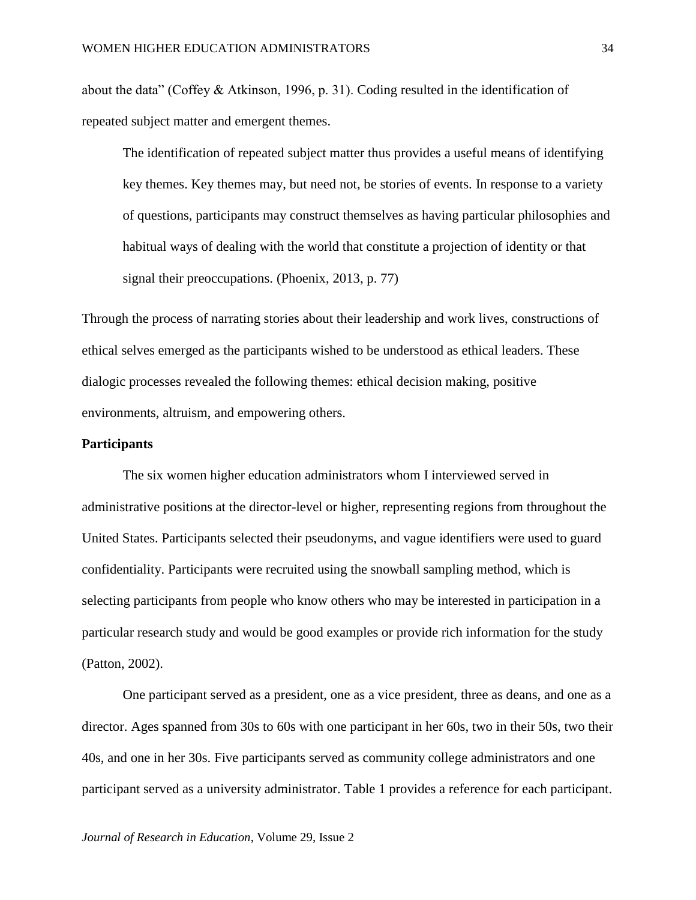about the data" (Coffey & Atkinson, 1996, p. 31). Coding resulted in the identification of repeated subject matter and emergent themes.

> The identification of repeated subject matter thus provides a useful means of identifying key themes. Key themes may, but need not, be stories of events. In response to a variety of questions, participants may construct themselves as having particular philosophies and habitual ways of dealing with the world that constitute a projection of identity or that signal their preoccupations. (Phoenix, 2013, p. 77)

Through the process of narrating stories about their leadership and work lives, constructions of ethical selves emerged as the participants wished to be understood as ethical leaders. These dialogic processes revealed the following themes: ethical decision making, positive environments, altruism, and empowering others.

**Participants**

The six women higher education administrators whom I interviewed served in administrative positions at the director-level or higher, representing regions from throughout the United States. Participants selected their pseudonyms, and vague identifiers were used to guard confidentiality. Participants were recruited using the snowball sampling method, which is selecting participants from people who know others who may be interested in participation in a particular research study and would be good examples or provide rich information for the study (Patton, 2002).

One participant served as a president, one as a vice president, three as deans, and one as a director. Ages spanned from 30s to 60s with one participant in her 60s, two in their 50s, two their 40s, and one in her 30s. Five participants served as community college administrators and one participant served as a university administrator. Table 1 provides a reference for each participant.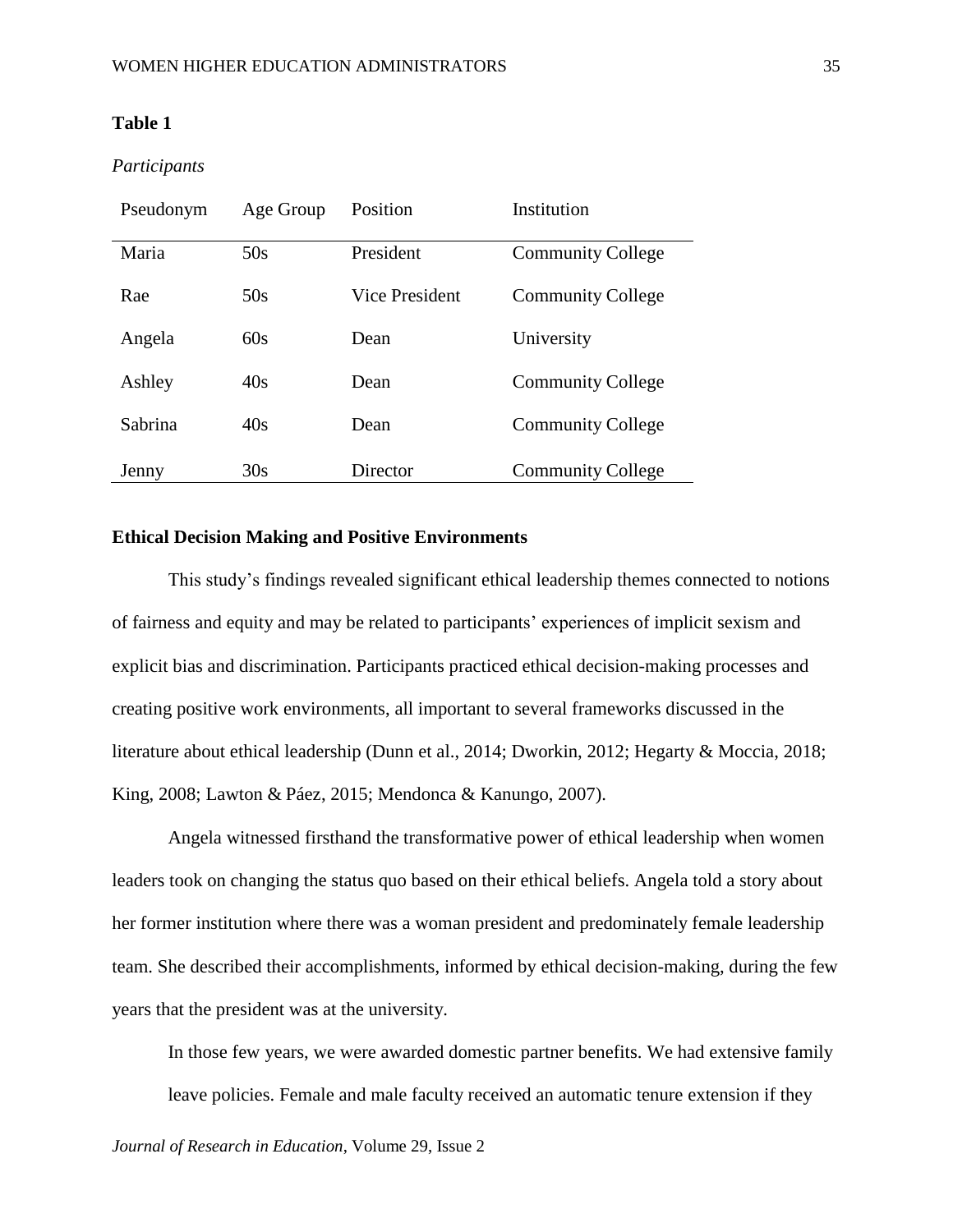**Table 1**

*Participants*

| Pseudonym | Age Group | Position | Institution |
|---|---|---|---|
| Maria | 50s | President | Community College |
| Rae | 50s | Vice President | Community College |
| Angela | 60s | Dean | University |
| Ashley | 40s | Dean | Community College |
| Sabrina | 40s | Dean | Community College |
| Jenny | 30s | Director | Community College |

## Ethical Decision Making and Positive Environments

This study's findings revealed significant ethical leadership themes connected to notions of fairness and equity and may be related to participants' experiences of implicit sexism and explicit bias and discrimination. Participants practiced ethical decision-making processes and creating positive work environments, all important to several frameworks discussed in the literature about ethical leadership (Dunn et al., 2014; Dworkin, 2012; Hegarty & Moccia, 2018; King, 2008; Lawton & Páez, 2015; Mendonca & Kanungo, 2007).

Angela witnessed firsthand the transformative power of ethical leadership when women leaders took on changing the status quo based on their ethical beliefs. Angela told a story about her former institution where there was a woman president and predominately female leadership team. She described their accomplishments, informed by ethical decision-making, during the few years that the president was at the university.

> In those few years, we were awarded domestic partner benefits. We had extensive family leave policies. Female and male faculty received an automatic tenure extension if they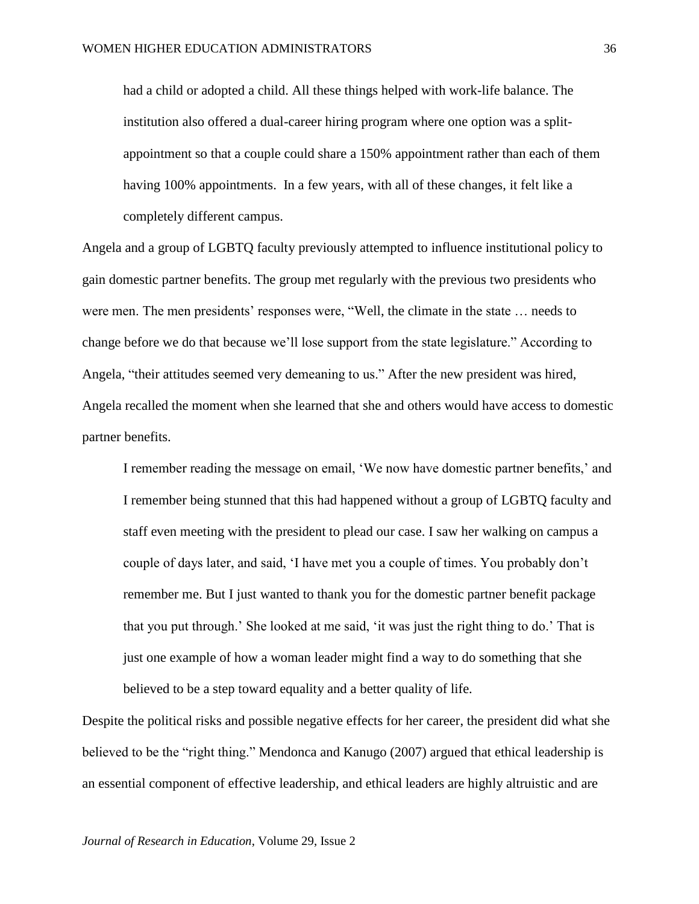> had a child or adopted a child. All these things helped with work-life balance. The institution also offered a dual-career hiring program where one option was a split-appointment so that a couple could share a 150% appointment rather than each of them having 100% appointments. In a few years, with all of these changes, it felt like a completely different campus.

Angela and a group of LGBTQ faculty previously attempted to influence institutional policy to gain domestic partner benefits. The group met regularly with the previous two presidents who were men. The men presidents' responses were, "Well, the climate in the state … needs to change before we do that because we'll lose support from the state legislature." According to Angela, "their attitudes seemed very demeaning to us." After the new president was hired, Angela recalled the moment when she learned that she and others would have access to domestic partner benefits.

> I remember reading the message on email, 'We now have domestic partner benefits,' and I remember being stunned that this had happened without a group of LGBTQ faculty and staff even meeting with the president to plead our case. I saw her walking on campus a couple of days later, and said, 'I have met you a couple of times. You probably don't remember me. But I just wanted to thank you for the domestic partner benefit package that you put through.' She looked at me said, 'it was just the right thing to do.' That is just one example of how a woman leader might find a way to do something that she believed to be a step toward equality and a better quality of life.

Despite the political risks and possible negative effects for her career, the president did what she believed to be the "right thing." Mendonca and Kanugo (2007) argued that ethical leadership is an essential component of effective leadership, and ethical leaders are highly altruistic and are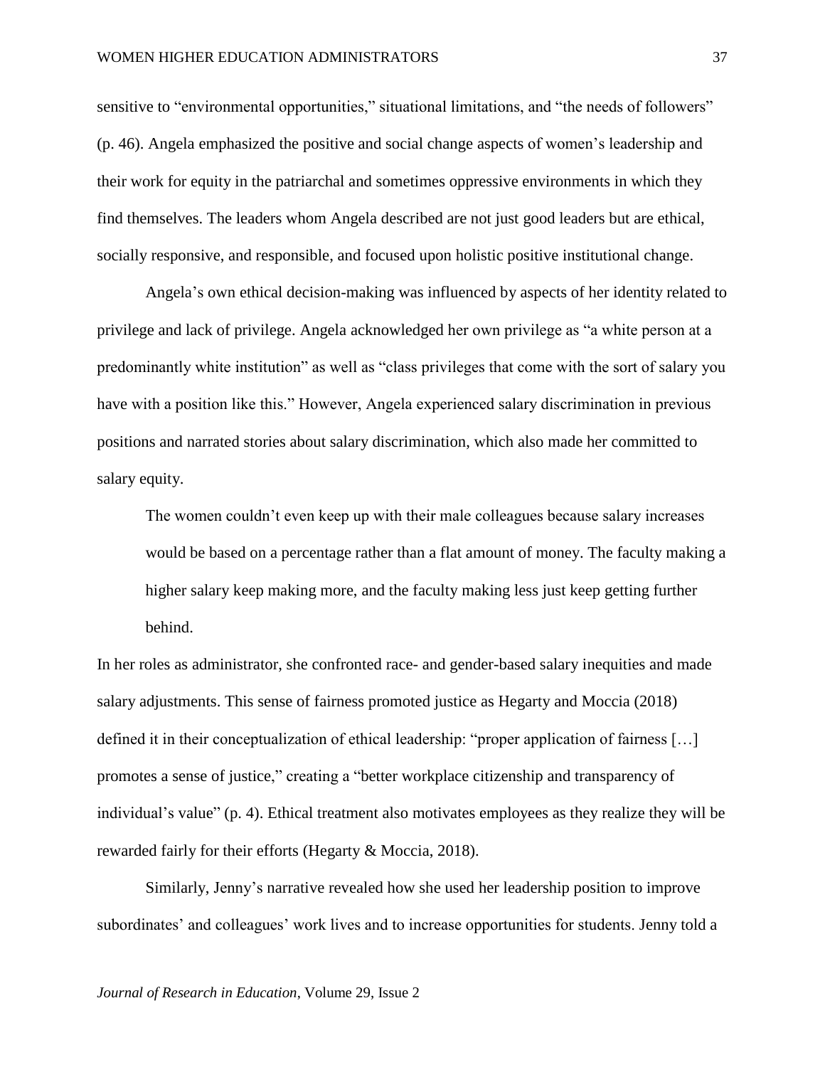sensitive to "environmental opportunities," situational limitations, and "the needs of followers" (p. 46). Angela emphasized the positive and social change aspects of women's leadership and their work for equity in the patriarchal and sometimes oppressive environments in which they find themselves. The leaders whom Angela described are not just good leaders but are ethical, socially responsive, and responsible, and focused upon holistic positive institutional change.

Angela's own ethical decision-making was influenced by aspects of her identity related to privilege and lack of privilege. Angela acknowledged her own privilege as "a white person at a predominantly white institution" as well as "class privileges that come with the sort of salary you have with a position like this." However, Angela experienced salary discrimination in previous positions and narrated stories about salary discrimination, which also made her committed to salary equity.

> The women couldn't even keep up with their male colleagues because salary increases would be based on a percentage rather than a flat amount of money. The faculty making a higher salary keep making more, and the faculty making less just keep getting further behind.

In her roles as administrator, she confronted race- and gender-based salary inequities and made salary adjustments. This sense of fairness promoted justice as Hegarty and Moccia (2018) defined it in their conceptualization of ethical leadership: "proper application of fairness […] promotes a sense of justice," creating a "better workplace citizenship and transparency of individual's value" (p. 4). Ethical treatment also motivates employees as they realize they will be rewarded fairly for their efforts (Hegarty & Moccia, 2018).

Similarly, Jenny's narrative revealed how she used her leadership position to improve subordinates' and colleagues' work lives and to increase opportunities for students. Jenny told a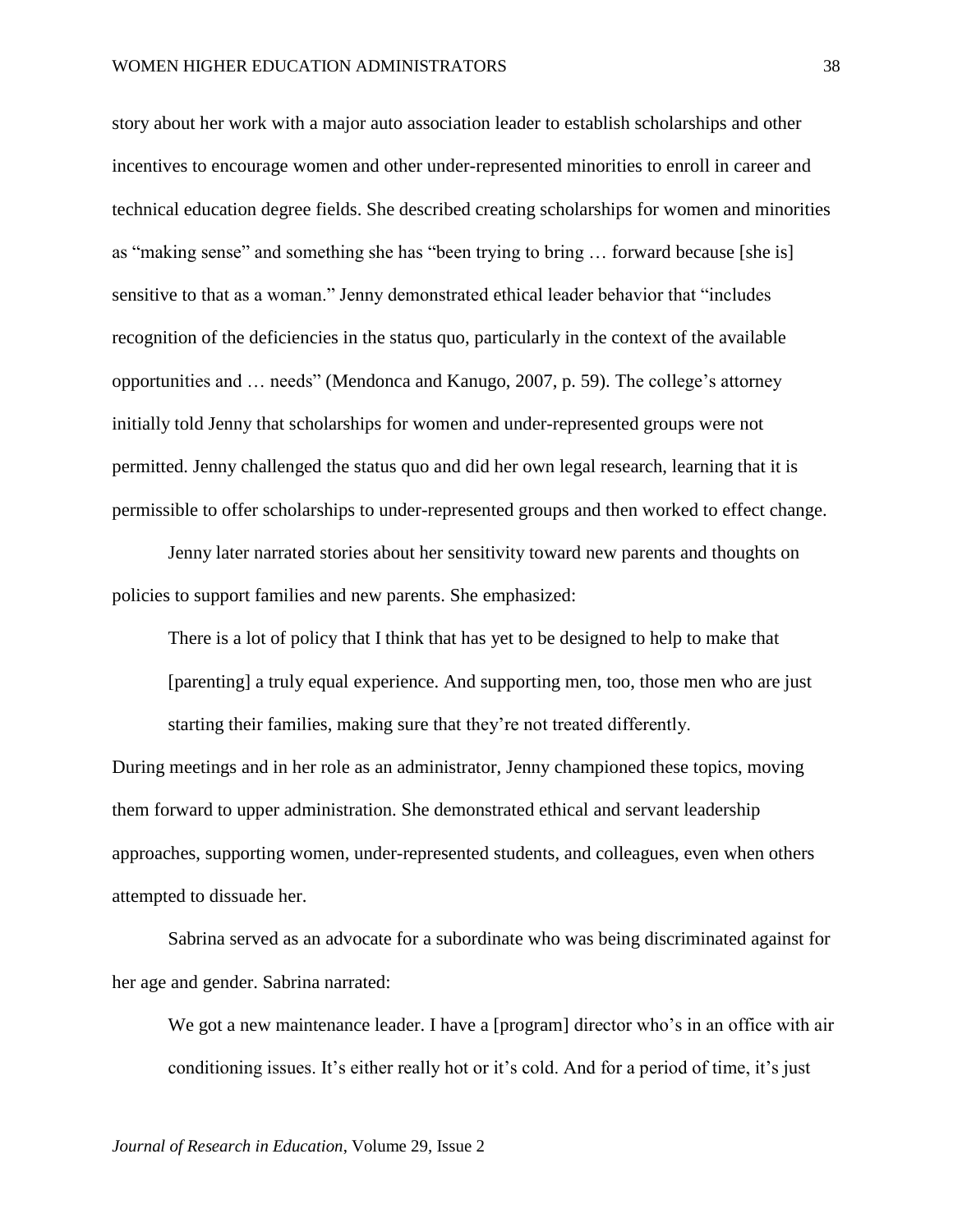story about her work with a major auto association leader to establish scholarships and other incentives to encourage women and other under-represented minorities to enroll in career and technical education degree fields. She described creating scholarships for women and minorities as "making sense" and something she has "been trying to bring … forward because [she is] sensitive to that as a woman." Jenny demonstrated ethical leader behavior that "includes recognition of the deficiencies in the status quo, particularly in the context of the available opportunities and … needs" (Mendonca and Kanugo, 2007, p. 59). The college's attorney initially told Jenny that scholarships for women and under-represented groups were not permitted. Jenny challenged the status quo and did her own legal research, learning that it is permissible to offer scholarships to under-represented groups and then worked to effect change.

Jenny later narrated stories about her sensitivity toward new parents and thoughts on policies to support families and new parents. She emphasized:

> There is a lot of policy that I think that has yet to be designed to help to make that [parenting] a truly equal experience. And supporting men, too, those men who are just starting their families, making sure that they're not treated differently.

During meetings and in her role as an administrator, Jenny championed these topics, moving them forward to upper administration. She demonstrated ethical and servant leadership approaches, supporting women, under-represented students, and colleagues, even when others attempted to dissuade her.

Sabrina served as an advocate for a subordinate who was being discriminated against for her age and gender. Sabrina narrated:

> We got a new maintenance leader. I have a [program] director who's in an office with air conditioning issues. It's either really hot or it's cold. And for a period of time, it's just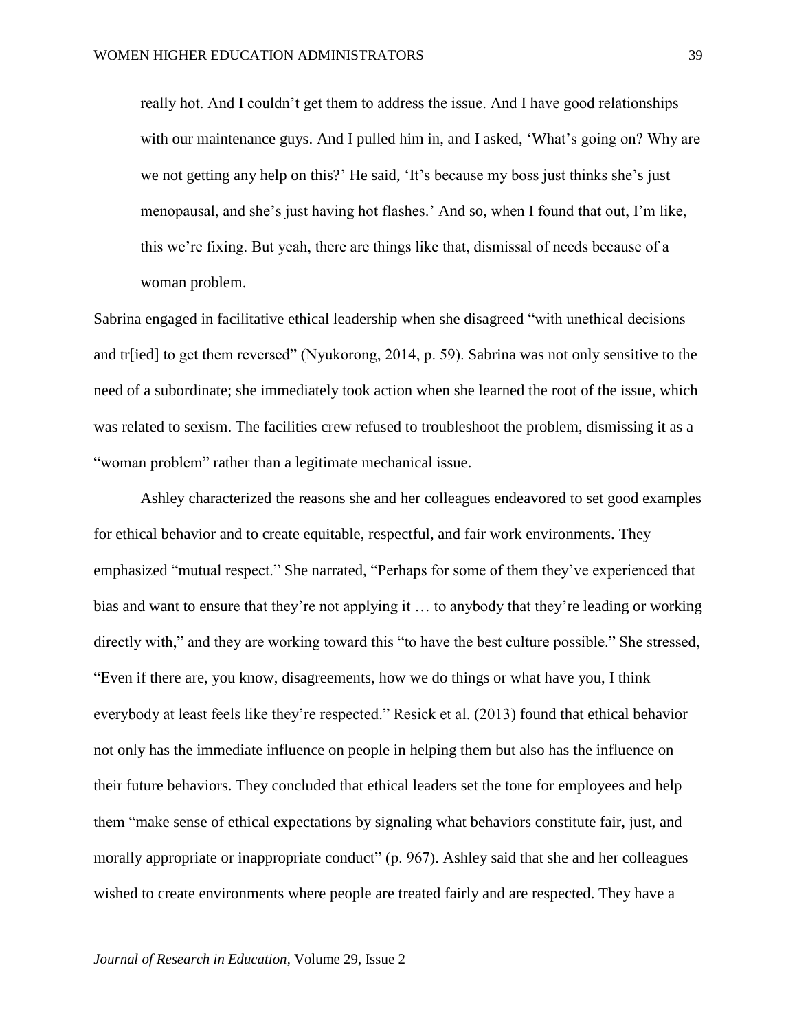> really hot. And I couldn't get them to address the issue. And I have good relationships with our maintenance guys. And I pulled him in, and I asked, 'What's going on? Why are we not getting any help on this?' He said, 'It's because my boss just thinks she's just menopausal, and she's just having hot flashes.' And so, when I found that out, I'm like, this we're fixing. But yeah, there are things like that, dismissal of needs because of a woman problem.

Sabrina engaged in facilitative ethical leadership when she disagreed "with unethical decisions and tr[ied] to get them reversed" (Nyukorong, 2014, p. 59). Sabrina was not only sensitive to the need of a subordinate; she immediately took action when she learned the root of the issue, which was related to sexism. The facilities crew refused to troubleshoot the problem, dismissing it as a "woman problem" rather than a legitimate mechanical issue.

Ashley characterized the reasons she and her colleagues endeavored to set good examples for ethical behavior and to create equitable, respectful, and fair work environments. They emphasized "mutual respect." She narrated, "Perhaps for some of them they've experienced that bias and want to ensure that they're not applying it … to anybody that they're leading or working directly with," and they are working toward this "to have the best culture possible." She stressed, "Even if there are, you know, disagreements, how we do things or what have you, I think everybody at least feels like they're respected." Resick et al. (2013) found that ethical behavior not only has the immediate influence on people in helping them but also has the influence on their future behaviors. They concluded that ethical leaders set the tone for employees and help them "make sense of ethical expectations by signaling what behaviors constitute fair, just, and morally appropriate or inappropriate conduct" (p. 967). Ashley said that she and her colleagues wished to create environments where people are treated fairly and are respected. They have a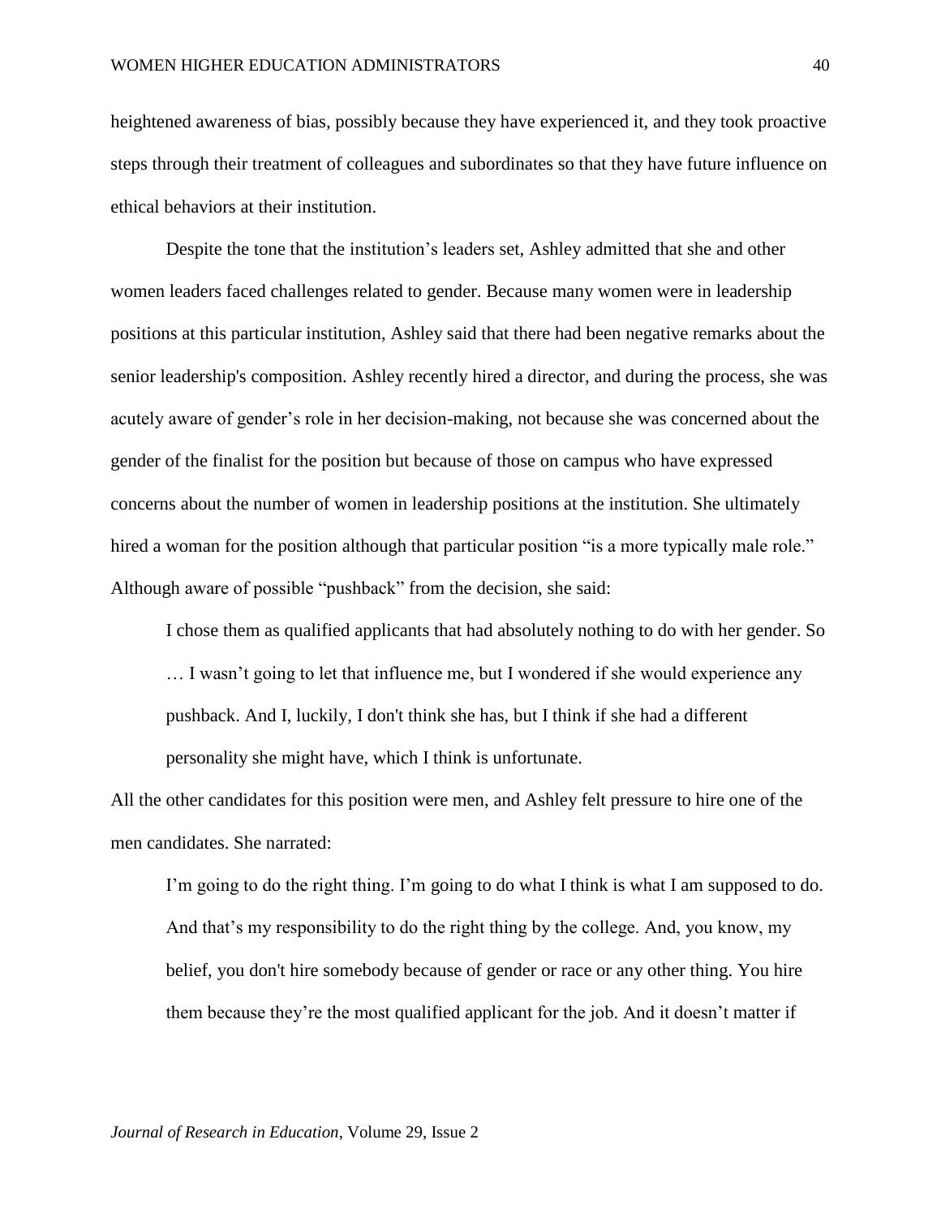heightened awareness of bias, possibly because they have experienced it, and they took proactive steps through their treatment of colleagues and subordinates so that they have future influence on ethical behaviors at their institution.

Despite the tone that the institution's leaders set, Ashley admitted that she and other women leaders faced challenges related to gender. Because many women were in leadership positions at this particular institution, Ashley said that there had been negative remarks about the senior leadership's composition. Ashley recently hired a director, and during the process, she was acutely aware of gender's role in her decision-making, not because she was concerned about the gender of the finalist for the position but because of those on campus who have expressed concerns about the number of women in leadership positions at the institution. She ultimately hired a woman for the position although that particular position "is a more typically male role." Although aware of possible "pushback" from the decision, she said:

> I chose them as qualified applicants that had absolutely nothing to do with her gender. So … I wasn't going to let that influence me, but I wondered if she would experience any pushback. And I, luckily, I don't think she has, but I think if she had a different personality she might have, which I think is unfortunate.

All the other candidates for this position were men, and Ashley felt pressure to hire one of the men candidates. She narrated:

> I'm going to do the right thing. I'm going to do what I think is what I am supposed to do. And that's my responsibility to do the right thing by the college. And, you know, my belief, you don't hire somebody because of gender or race or any other thing. You hire them because they're the most qualified applicant for the job. And it doesn't matter if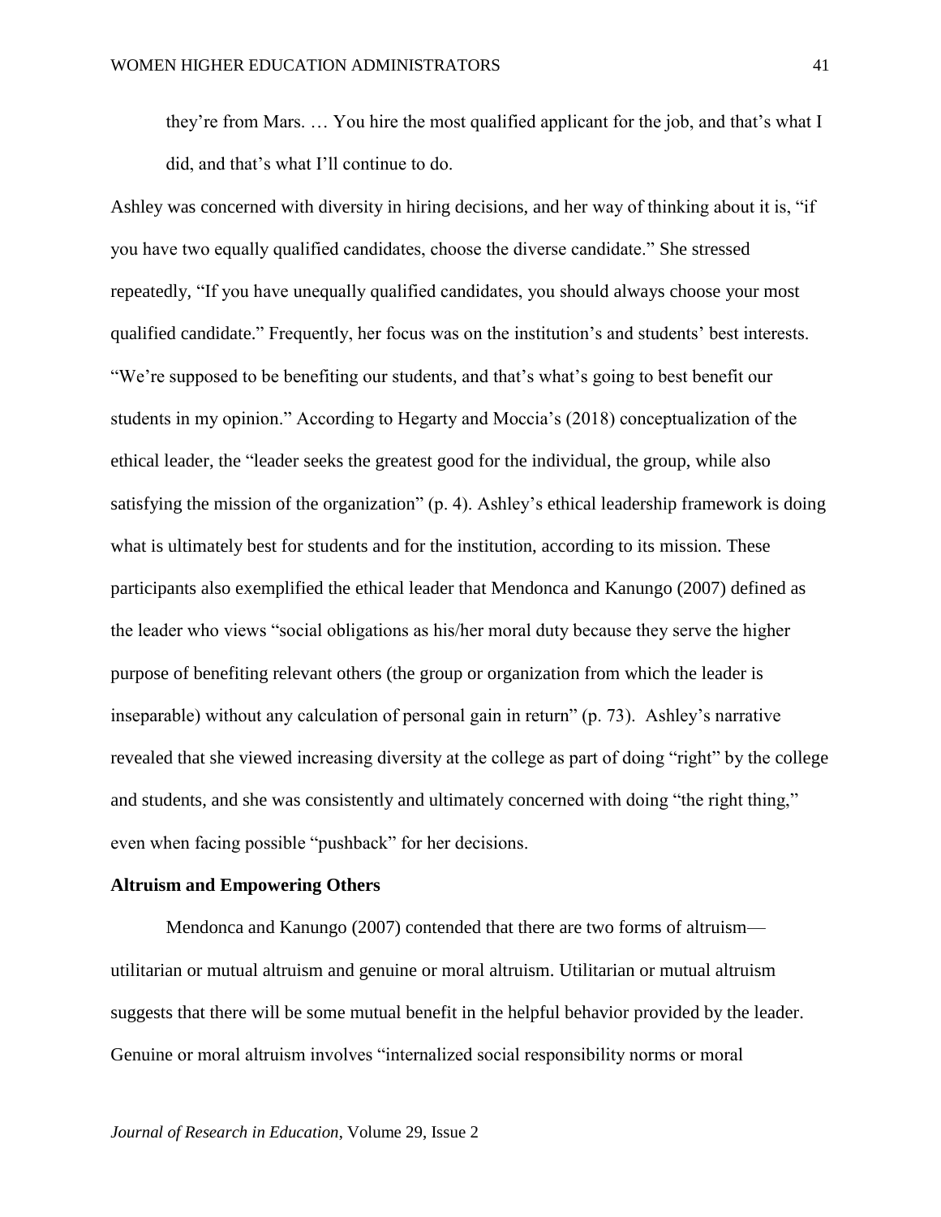> they're from Mars. … You hire the most qualified applicant for the job, and that's what I did, and that's what I'll continue to do.

Ashley was concerned with diversity in hiring decisions, and her way of thinking about it is, "if you have two equally qualified candidates, choose the diverse candidate." She stressed repeatedly, "If you have unequally qualified candidates, you should always choose your most qualified candidate." Frequently, her focus was on the institution's and students' best interests. "We're supposed to be benefiting our students, and that's what's going to best benefit our students in my opinion." According to Hegarty and Moccia's (2018) conceptualization of the ethical leader, the "leader seeks the greatest good for the individual, the group, while also satisfying the mission of the organization" (p. 4). Ashley's ethical leadership framework is doing what is ultimately best for students and for the institution, according to its mission. These participants also exemplified the ethical leader that Mendonca and Kanungo (2007) defined as the leader who views "social obligations as his/her moral duty because they serve the higher purpose of benefiting relevant others (the group or organization from which the leader is inseparable) without any calculation of personal gain in return" (p. 73). Ashley's narrative revealed that she viewed increasing diversity at the college as part of doing "right" by the college and students, and she was consistently and ultimately concerned with doing "the right thing," even when facing possible "pushback" for her decisions.

**Altruism and Empowering Others**

Mendonca and Kanungo (2007) contended that there are two forms of altruism—utilitarian or mutual altruism and genuine or moral altruism. Utilitarian or mutual altruism suggests that there will be some mutual benefit in the helpful behavior provided by the leader. Genuine or moral altruism involves "internalized social responsibility norms or moral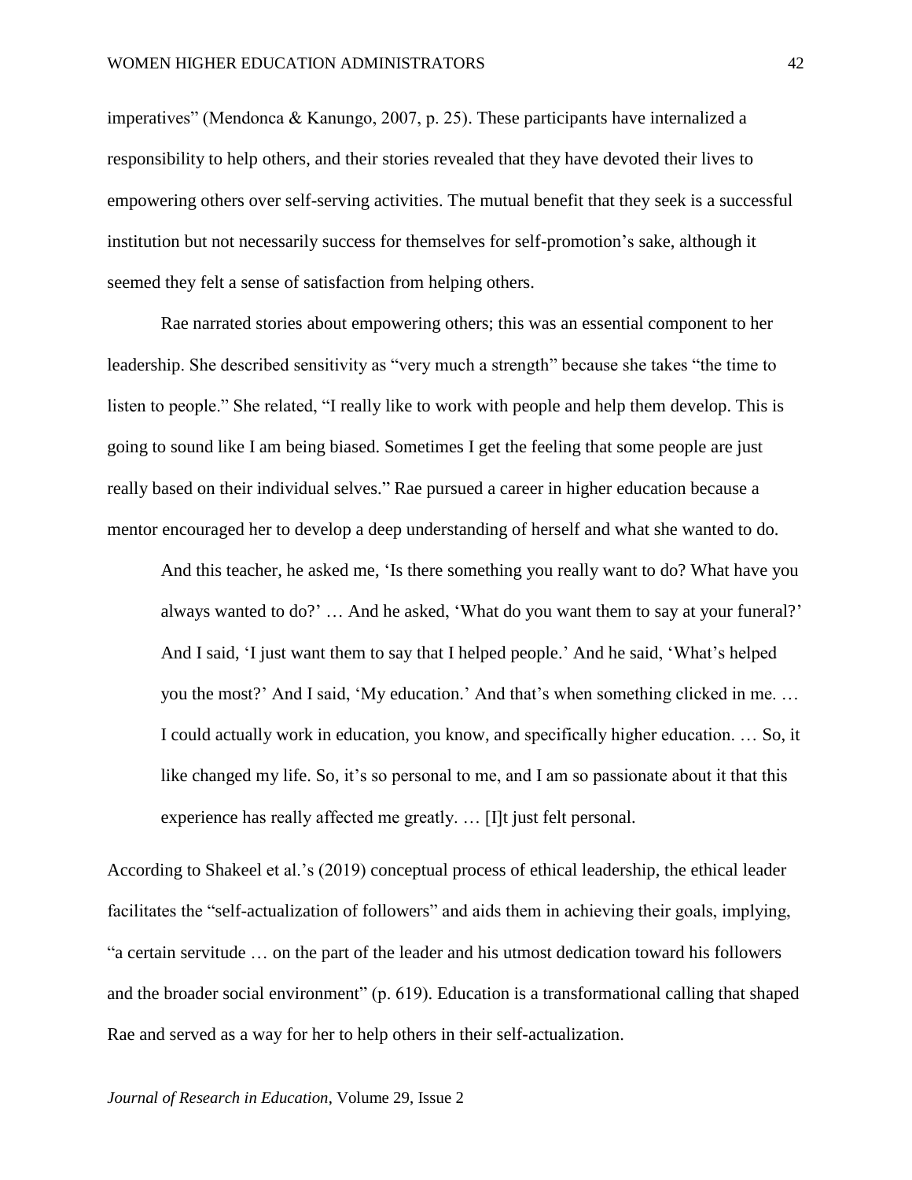imperatives" (Mendonca & Kanungo, 2007, p. 25). These participants have internalized a responsibility to help others, and their stories revealed that they have devoted their lives to empowering others over self-serving activities. The mutual benefit that they seek is a successful institution but not necessarily success for themselves for self-promotion's sake, although it seemed they felt a sense of satisfaction from helping others.

Rae narrated stories about empowering others; this was an essential component to her leadership. She described sensitivity as "very much a strength" because she takes "the time to listen to people." She related, "I really like to work with people and help them develop. This is going to sound like I am being biased. Sometimes I get the feeling that some people are just really based on their individual selves." Rae pursued a career in higher education because a mentor encouraged her to develop a deep understanding of herself and what she wanted to do.

> And this teacher, he asked me, 'Is there something you really want to do? What have you always wanted to do?' … And he asked, 'What do you want them to say at your funeral?' And I said, 'I just want them to say that I helped people.' And he said, 'What's helped you the most?' And I said, 'My education.' And that's when something clicked in me. … I could actually work in education, you know, and specifically higher education. … So, it like changed my life. So, it's so personal to me, and I am so passionate about it that this experience has really affected me greatly. … [I]t just felt personal.

According to Shakeel et al.'s (2019) conceptual process of ethical leadership, the ethical leader facilitates the "self-actualization of followers" and aids them in achieving their goals, implying, "a certain servitude … on the part of the leader and his utmost dedication toward his followers and the broader social environment" (p. 619). Education is a transformational calling that shaped Rae and served as a way for her to help others in their self-actualization.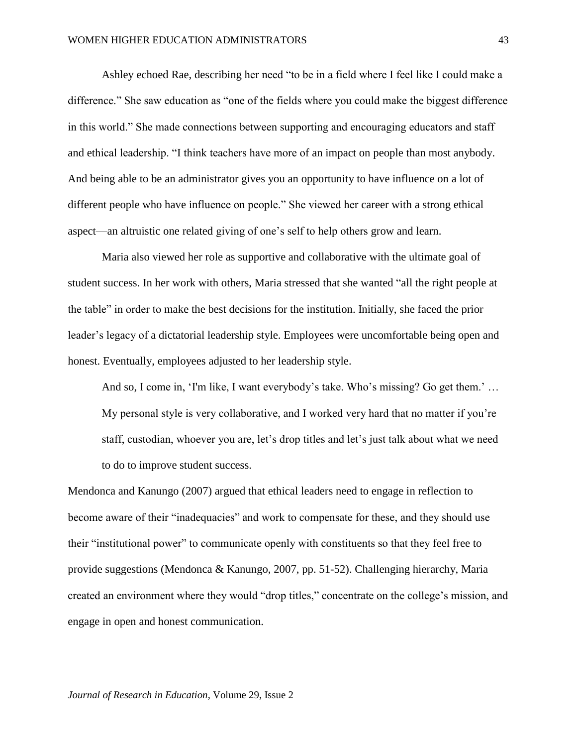Ashley echoed Rae, describing her need "to be in a field where I feel like I could make a difference." She saw education as "one of the fields where you could make the biggest difference in this world." She made connections between supporting and encouraging educators and staff and ethical leadership. "I think teachers have more of an impact on people than most anybody. And being able to be an administrator gives you an opportunity to have influence on a lot of different people who have influence on people." She viewed her career with a strong ethical aspect—an altruistic one related giving of one's self to help others grow and learn.

Maria also viewed her role as supportive and collaborative with the ultimate goal of student success. In her work with others, Maria stressed that she wanted "all the right people at the table" in order to make the best decisions for the institution. Initially, she faced the prior leader's legacy of a dictatorial leadership style. Employees were uncomfortable being open and honest. Eventually, employees adjusted to her leadership style.

> And so, I come in, 'I'm like, I want everybody's take. Who's missing? Go get them.' … My personal style is very collaborative, and I worked very hard that no matter if you're staff, custodian, whoever you are, let's drop titles and let's just talk about what we need to do to improve student success.

Mendonca and Kanungo (2007) argued that ethical leaders need to engage in reflection to become aware of their "inadequacies" and work to compensate for these, and they should use their "institutional power" to communicate openly with constituents so that they feel free to provide suggestions (Mendonca & Kanungo, 2007, pp. 51-52). Challenging hierarchy, Maria created an environment where they would "drop titles," concentrate on the college's mission, and engage in open and honest communication.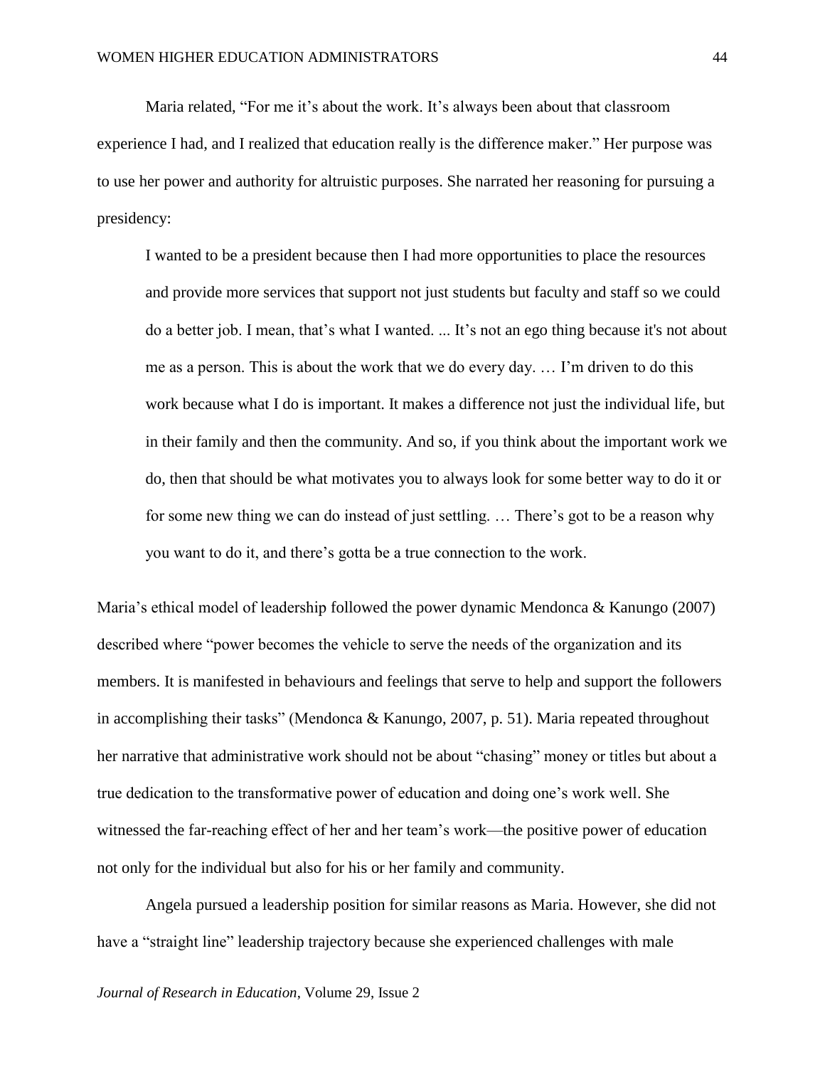Maria related, "For me it's about the work. It's always been about that classroom experience I had, and I realized that education really is the difference maker." Her purpose was to use her power and authority for altruistic purposes. She narrated her reasoning for pursuing a presidency:

> I wanted to be a president because then I had more opportunities to place the resources and provide more services that support not just students but faculty and staff so we could do a better job. I mean, that's what I wanted. ... It's not an ego thing because it's not about me as a person. This is about the work that we do every day. … I'm driven to do this work because what I do is important. It makes a difference not just the individual life, but in their family and then the community. And so, if you think about the important work we do, then that should be what motivates you to always look for some better way to do it or for some new thing we can do instead of just settling. … There's got to be a reason why you want to do it, and there's gotta be a true connection to the work.

Maria's ethical model of leadership followed the power dynamic Mendonca & Kanungo (2007) described where "power becomes the vehicle to serve the needs of the organization and its members. It is manifested in behaviours and feelings that serve to help and support the followers in accomplishing their tasks" (Mendonca & Kanungo, 2007, p. 51). Maria repeated throughout her narrative that administrative work should not be about "chasing" money or titles but about a true dedication to the transformative power of education and doing one's work well. She witnessed the far-reaching effect of her and her team's work—the positive power of education not only for the individual but also for his or her family and community.

Angela pursued a leadership position for similar reasons as Maria. However, she did not have a "straight line" leadership trajectory because she experienced challenges with male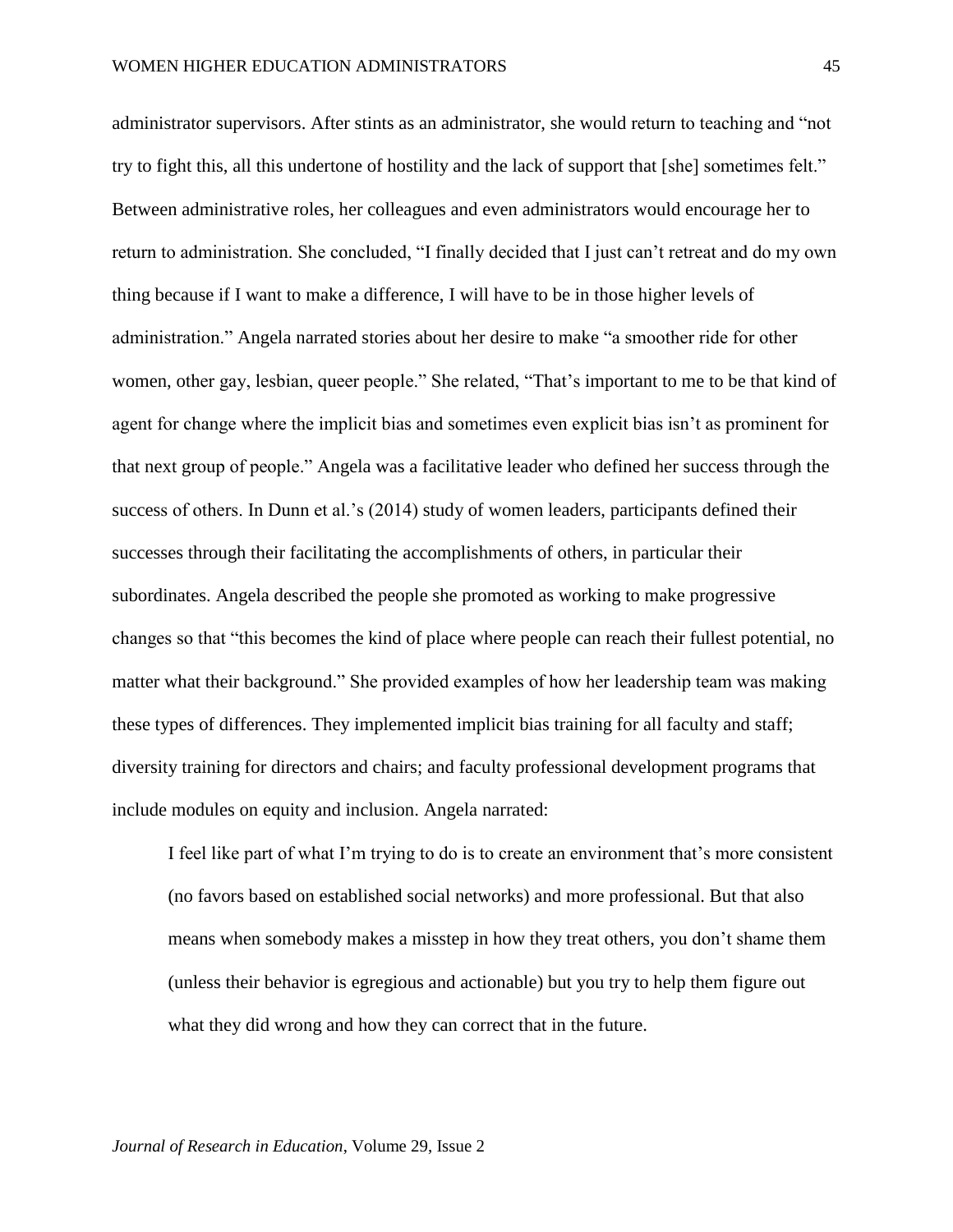administrator supervisors. After stints as an administrator, she would return to teaching and "not try to fight this, all this undertone of hostility and the lack of support that [she] sometimes felt." Between administrative roles, her colleagues and even administrators would encourage her to return to administration. She concluded, "I finally decided that I just can't retreat and do my own thing because if I want to make a difference, I will have to be in those higher levels of administration." Angela narrated stories about her desire to make "a smoother ride for other women, other gay, lesbian, queer people." She related, "That's important to me to be that kind of agent for change where the implicit bias and sometimes even explicit bias isn't as prominent for that next group of people." Angela was a facilitative leader who defined her success through the success of others. In Dunn et al.'s (2014) study of women leaders, participants defined their successes through their facilitating the accomplishments of others, in particular their subordinates. Angela described the people she promoted as working to make progressive changes so that "this becomes the kind of place where people can reach their fullest potential, no matter what their background." She provided examples of how her leadership team was making these types of differences. They implemented implicit bias training for all faculty and staff; diversity training for directors and chairs; and faculty professional development programs that include modules on equity and inclusion. Angela narrated:

> I feel like part of what I'm trying to do is to create an environment that's more consistent (no favors based on established social networks) and more professional. But that also means when somebody makes a misstep in how they treat others, you don't shame them (unless their behavior is egregious and actionable) but you try to help them figure out what they did wrong and how they can correct that in the future.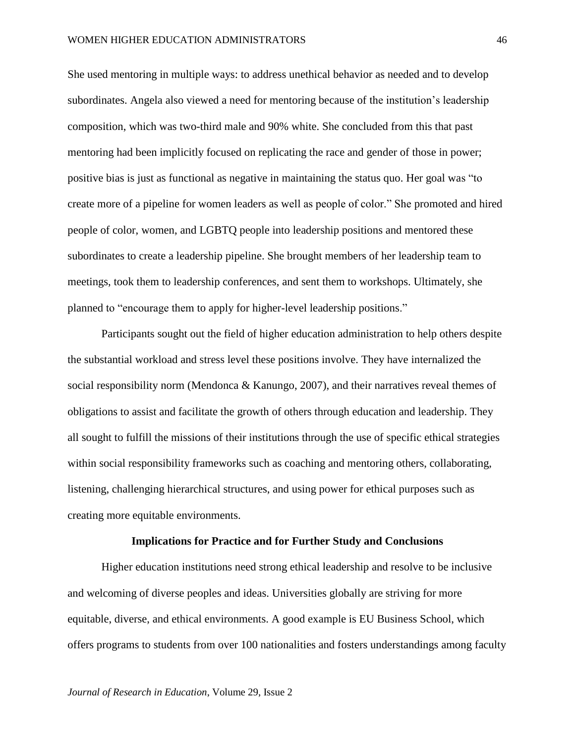She used mentoring in multiple ways: to address unethical behavior as needed and to develop subordinates. Angela also viewed a need for mentoring because of the institution's leadership composition, which was two-third male and 90% white. She concluded from this that past mentoring had been implicitly focused on replicating the race and gender of those in power; positive bias is just as functional as negative in maintaining the status quo. Her goal was "to create more of a pipeline for women leaders as well as people of color." She promoted and hired people of color, women, and LGBTQ people into leadership positions and mentored these subordinates to create a leadership pipeline. She brought members of her leadership team to meetings, took them to leadership conferences, and sent them to workshops. Ultimately, she planned to "encourage them to apply for higher-level leadership positions."

Participants sought out the field of higher education administration to help others despite the substantial workload and stress level these positions involve. They have internalized the social responsibility norm (Mendonca & Kanungo, 2007), and their narratives reveal themes of obligations to assist and facilitate the growth of others through education and leadership. They all sought to fulfill the missions of their institutions through the use of specific ethical strategies within social responsibility frameworks such as coaching and mentoring others, collaborating, listening, challenging hierarchical structures, and using power for ethical purposes such as creating more equitable environments.

## Implications for Practice and for Further Study and Conclusions

Higher education institutions need strong ethical leadership and resolve to be inclusive and welcoming of diverse peoples and ideas. Universities globally are striving for more equitable, diverse, and ethical environments. A good example is EU Business School, which offers programs to students from over 100 nationalities and fosters understandings among faculty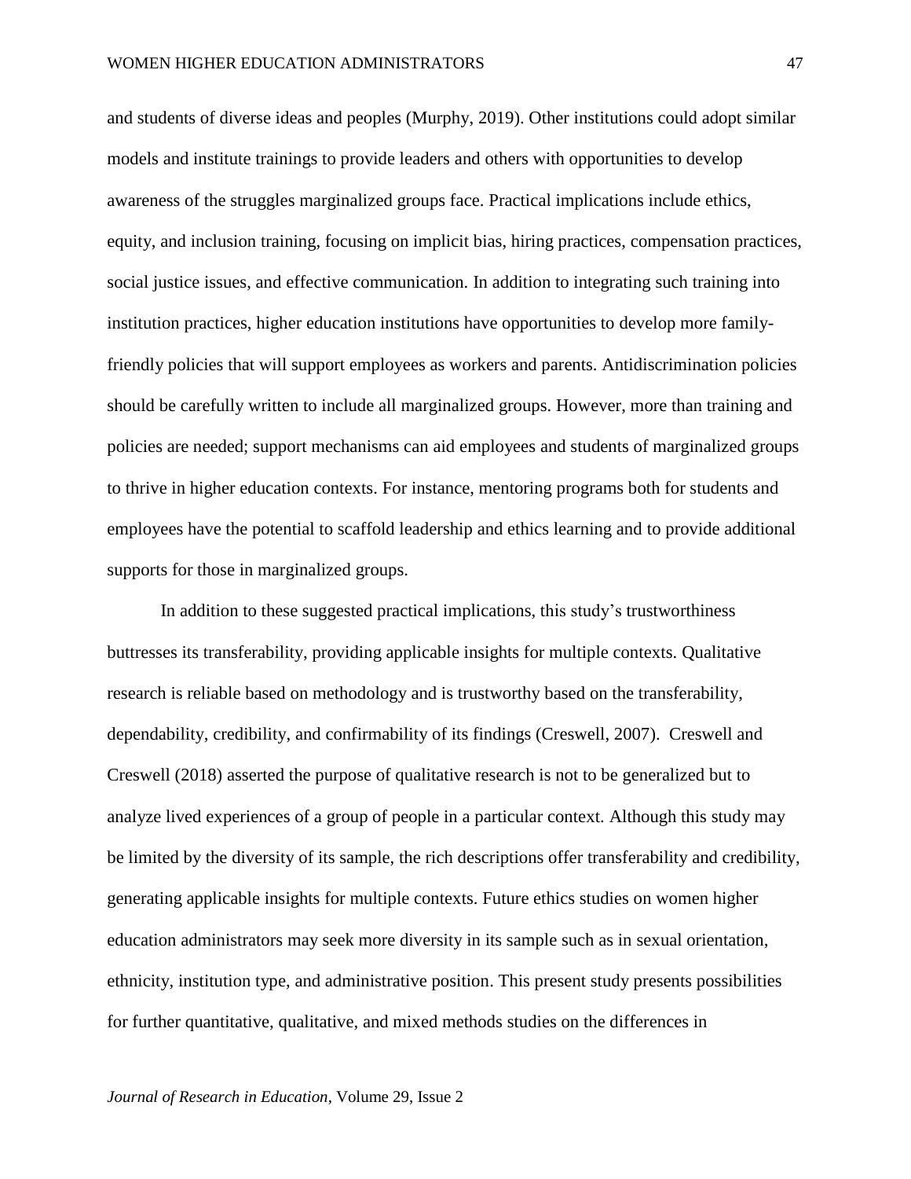and students of diverse ideas and peoples (Murphy, 2019). Other institutions could adopt similar models and institute trainings to provide leaders and others with opportunities to develop awareness of the struggles marginalized groups face. Practical implications include ethics, equity, and inclusion training, focusing on implicit bias, hiring practices, compensation practices, social justice issues, and effective communication. In addition to integrating such training into institution practices, higher education institutions have opportunities to develop more family-friendly policies that will support employees as workers and parents. Antidiscrimination policies should be carefully written to include all marginalized groups. However, more than training and policies are needed; support mechanisms can aid employees and students of marginalized groups to thrive in higher education contexts. For instance, mentoring programs both for students and employees have the potential to scaffold leadership and ethics learning and to provide additional supports for those in marginalized groups.

In addition to these suggested practical implications, this study's trustworthiness buttresses its transferability, providing applicable insights for multiple contexts. Qualitative research is reliable based on methodology and is trustworthy based on the transferability, dependability, credibility, and confirmability of its findings (Creswell, 2007). Creswell and Creswell (2018) asserted the purpose of qualitative research is not to be generalized but to analyze lived experiences of a group of people in a particular context. Although this study may be limited by the diversity of its sample, the rich descriptions offer transferability and credibility, generating applicable insights for multiple contexts. Future ethics studies on women higher education administrators may seek more diversity in its sample such as in sexual orientation, ethnicity, institution type, and administrative position. This present study presents possibilities for further quantitative, qualitative, and mixed methods studies on the differences in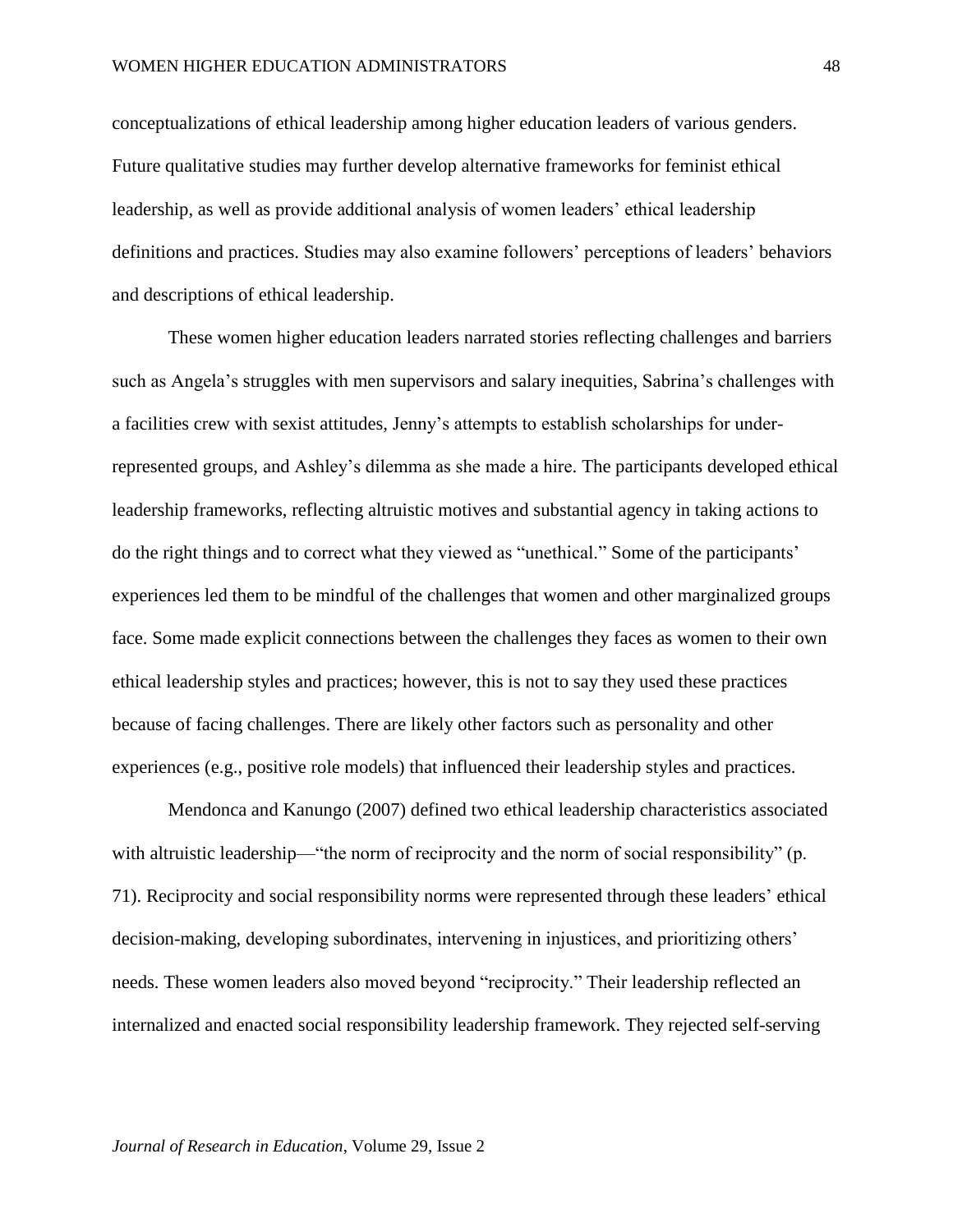conceptualizations of ethical leadership among higher education leaders of various genders. Future qualitative studies may further develop alternative frameworks for feminist ethical leadership, as well as provide additional analysis of women leaders' ethical leadership definitions and practices. Studies may also examine followers' perceptions of leaders' behaviors and descriptions of ethical leadership.

These women higher education leaders narrated stories reflecting challenges and barriers such as Angela's struggles with men supervisors and salary inequities, Sabrina's challenges with a facilities crew with sexist attitudes, Jenny's attempts to establish scholarships for under-represented groups, and Ashley's dilemma as she made a hire. The participants developed ethical leadership frameworks, reflecting altruistic motives and substantial agency in taking actions to do the right things and to correct what they viewed as "unethical." Some of the participants' experiences led them to be mindful of the challenges that women and other marginalized groups face. Some made explicit connections between the challenges they faces as women to their own ethical leadership styles and practices; however, this is not to say they used these practices because of facing challenges. There are likely other factors such as personality and other experiences (e.g., positive role models) that influenced their leadership styles and practices.

Mendonca and Kanungo (2007) defined two ethical leadership characteristics associated with altruistic leadership—"the norm of reciprocity and the norm of social responsibility" (p. 71). Reciprocity and social responsibility norms were represented through these leaders' ethical decision-making, developing subordinates, intervening in injustices, and prioritizing others' needs. These women leaders also moved beyond "reciprocity." Their leadership reflected an internalized and enacted social responsibility leadership framework. They rejected self-serving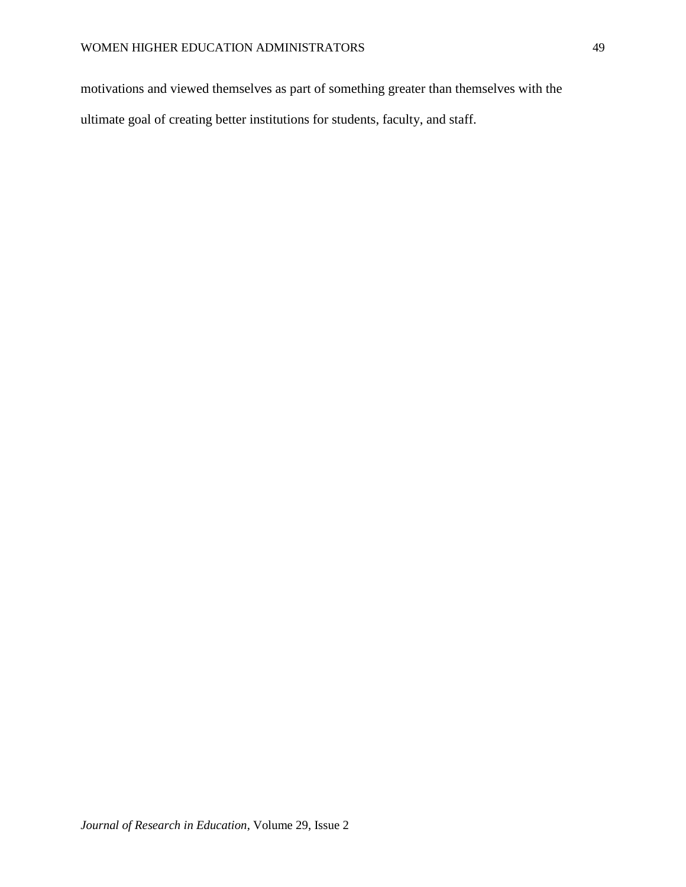motivations and viewed themselves as part of something greater than themselves with the ultimate goal of creating better institutions for students, faculty, and staff.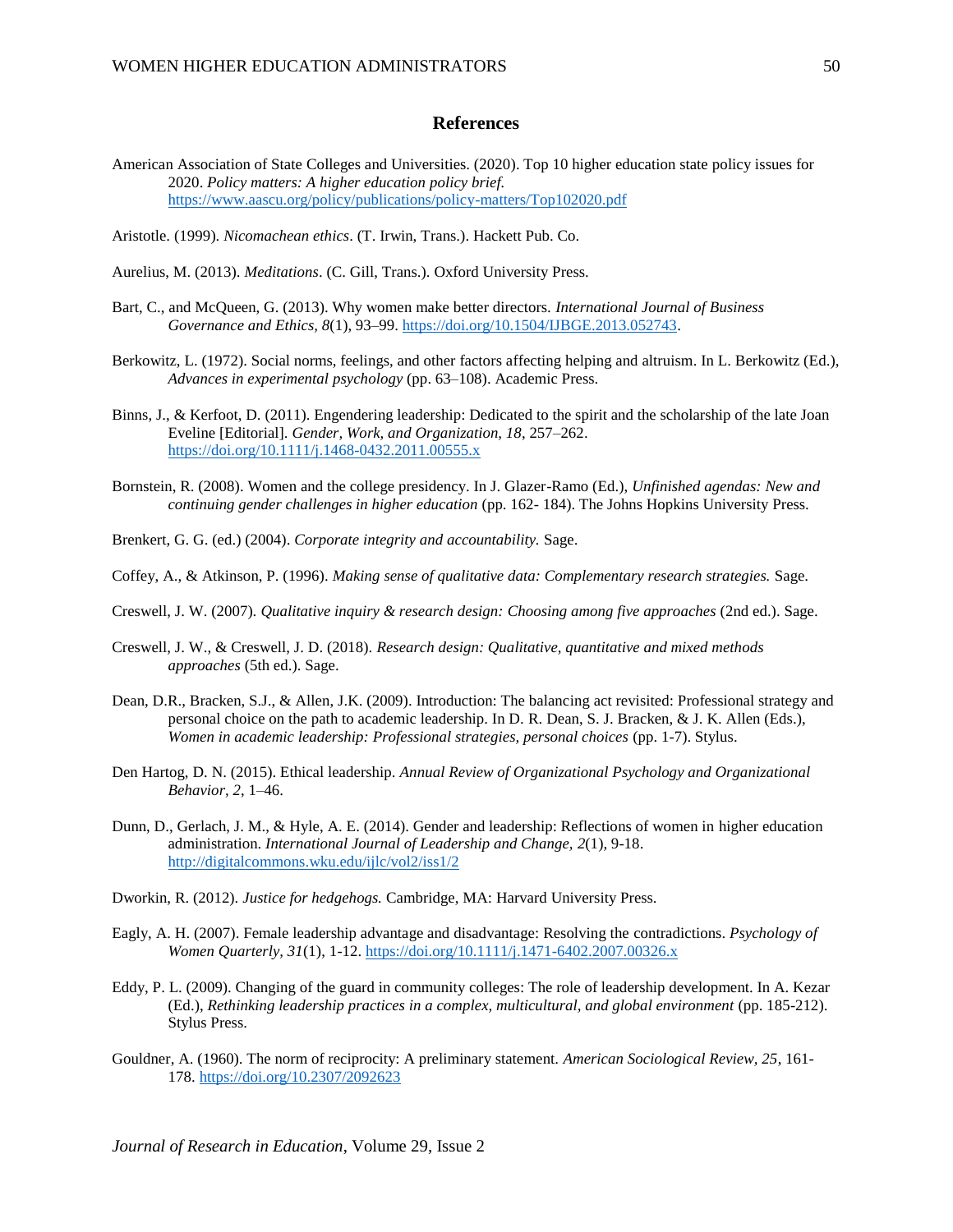## References

American Association of State Colleges and Universities. (2020). Top 10 higher education state policy issues for 2020. *Policy matters: A higher education policy brief.* https://www.aascu.org/policy/publications/policy-matters/Top102020.pdf

Aristotle. (1999). *Nicomachean ethics*. (T. Irwin, Trans.). Hackett Pub. Co.

Aurelius, M. (2013). *Meditations*. (C. Gill, Trans.). Oxford University Press.

Bart, C., and McQueen, G. (2013). Why women make better directors. *International Journal of Business Governance and Ethics, 8*(1), 93–99. https://doi.org/10.1504/IJBGE.2013.052743.

Berkowitz, L. (1972). Social norms, feelings, and other factors affecting helping and altruism. In L. Berkowitz (Ed.), *Advances in experimental psychology* (pp. 63–108). Academic Press.

Binns, J., & Kerfoot, D. (2011). Engendering leadership: Dedicated to the spirit and the scholarship of the late Joan Eveline [Editorial]. *Gender, Work, and Organization, 18*, 257–262. https://doi.org/10.1111/j.1468-0432.2011.00555.x

Bornstein, R. (2008). Women and the college presidency. In J. Glazer-Ramo (Ed.), *Unfinished agendas: New and continuing gender challenges in higher education* (pp. 162- 184). The Johns Hopkins University Press.

Brenkert, G. G. (ed.) (2004). *Corporate integrity and accountability.* Sage.

Coffey, A., & Atkinson, P. (1996). *Making sense of qualitative data: Complementary research strategies.* Sage.

Creswell, J. W. (2007). *Qualitative inquiry & research design: Choosing among five approaches* (2nd ed.). Sage.

Creswell, J. W., & Creswell, J. D. (2018). *Research design: Qualitative, quantitative and mixed methods approaches* (5th ed.). Sage.

Dean, D.R., Bracken, S.J., & Allen, J.K. (2009). Introduction: The balancing act revisited: Professional strategy and personal choice on the path to academic leadership. In D. R. Dean, S. J. Bracken, & J. K. Allen (Eds.), *Women in academic leadership: Professional strategies, personal choices* (pp. 1-7). Stylus.

Den Hartog, D. N. (2015). Ethical leadership. *Annual Review of Organizational Psychology and Organizational Behavior, 2*, 1–46.

Dunn, D., Gerlach, J. M., & Hyle, A. E. (2014). Gender and leadership: Reflections of women in higher education administration. *International Journal of Leadership and Change, 2*(1), 9-18. http://digitalcommons.wku.edu/ijlc/vol2/iss1/2

Dworkin, R. (2012). *Justice for hedgehogs.* Cambridge, MA: Harvard University Press.

Eagly, A. H. (2007). Female leadership advantage and disadvantage: Resolving the contradictions. *Psychology of Women Quarterly, 31*(1), 1-12. https://doi.org/10.1111/j.1471-6402.2007.00326.x

Eddy, P. L. (2009). Changing of the guard in community colleges: The role of leadership development. In A. Kezar (Ed.), *Rethinking leadership practices in a complex, multicultural, and global environment* (pp. 185-212). Stylus Press.

Gouldner, A. (1960). The norm of reciprocity: A preliminary statement. *American Sociological Review, 25*, 161-178. https://doi.org/10.2307/2092623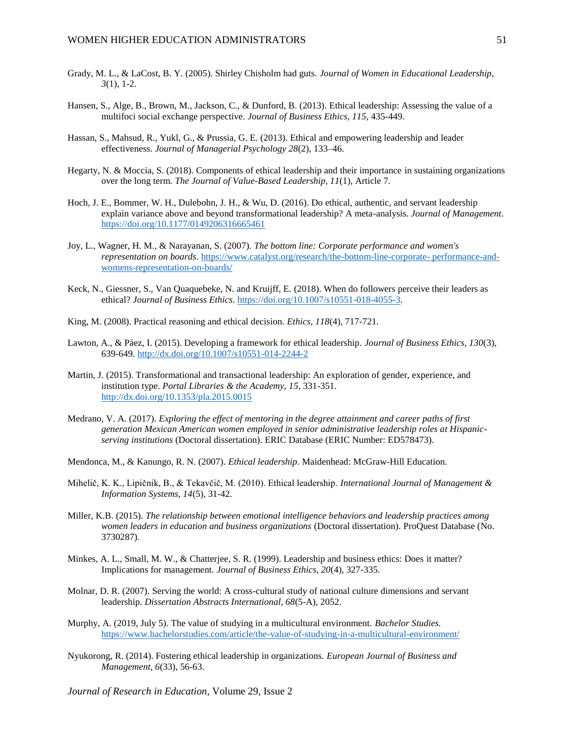Grady, M. L., & LaCost, B. Y. (2005). Shirley Chisholm had guts. *Journal of Women in Educational Leadership, 3*(1), 1-2.

Hansen, S., Alge, B., Brown, M., Jackson, C., & Dunford, B. (2013). Ethical leadership: Assessing the value of a multifoci social exchange perspective. *Journal of Business Ethics, 115*, 435-449.

Hassan, S., Mahsud, R., Yukl, G., & Prussia, G. E. (2013). Ethical and empowering leadership and leader effectiveness. *Journal of Managerial Psychology 28*(2), 133–46.

Hegarty, N. & Moccia, S. (2018). Components of ethical leadership and their importance in sustaining organizations over the long term. *The Journal of Value-Based Leadership, 11*(1), Article 7.

Hoch, J. E., Bommer, W. H., Dulebohn, J. H., & Wu, D. (2016). Do ethical, authentic, and servant leadership explain variance above and beyond transformational leadership? A meta-analysis. *Journal of Management*. https://doi.org/10.1177/0149206316665461

Joy, L., Wagner, H. M., & Narayanan, S. (2007). *The bottom line: Corporate performance and women's representation on boards*. https://www.catalyst.org/research/the-bottom-line-corporate- performance-and-womens-representation-on-boards/

Keck, N., Giessner, S., Van Quaquebeke, N. and Kruijff, E. (2018). When do followers perceive their leaders as ethical? *Journal of Business Ethics*. https://doi.org/10.1007/s10551-018-4055-3.

King, M. (2008). Practical reasoning and ethical decision. *Ethics, 118*(4), 717-721.

Lawton, A., & Páez, I. (2015). Developing a framework for ethical leadership. *Journal of Business Ethics, 130*(3), 639-649. http://dx.doi.org/10.1007/s10551-014-2244-2

Martin, J. (2015). Transformational and transactional leadership: An exploration of gender, experience, and institution type. *Portal Libraries & the Academy, 15*, 331-351. http://dx.doi.org/10.1353/pla.2015.0015

Medrano, V. A. (2017). *Exploring the effect of mentoring in the degree attainment and career paths of first generation Mexican American women employed in senior administrative leadership roles at Hispanic-serving institutions* (Doctoral dissertation). ERIC Database (ERIC Number: ED578473).

Mendonca, M., & Kanungo, R. N. (2007). *Ethical leadership.* Maidenhead: McGraw-Hill Education.

Mihelič, K. K., Lipičnik, B., & Tekavčič, M. (2010). Ethical leadership. *International Journal of Management & Information Systems, 14*(5), 31-42.

Miller, K.B. (2015). *The relationship between emotional intelligence behaviors and leadership practices among women leaders in education and business organizations* (Doctoral dissertation). ProQuest Database (No. 3730287).

Minkes, A. L., Small, M. W., & Chatterjee, S. R. (1999). Leadership and business ethics: Does it matter? Implications for management. *Journal of Business Ethics, 20*(4), 327-335.

Molnar, D. R. (2007). Serving the world: A cross-cultural study of national culture dimensions and servant leadership. *Dissertation Abstracts International, 68*(5-A), 2052.

Murphy, A. (2019, July 5). The value of studying in a multicultural environment. *Bachelor Studies.* https://www.bachelorstudies.com/article/the-value-of-studying-in-a-multicultural-environment/

Nyukorong, R. (2014). Fostering ethical leadership in organizations. *European Journal of Business and Management, 6*(33), 56-63.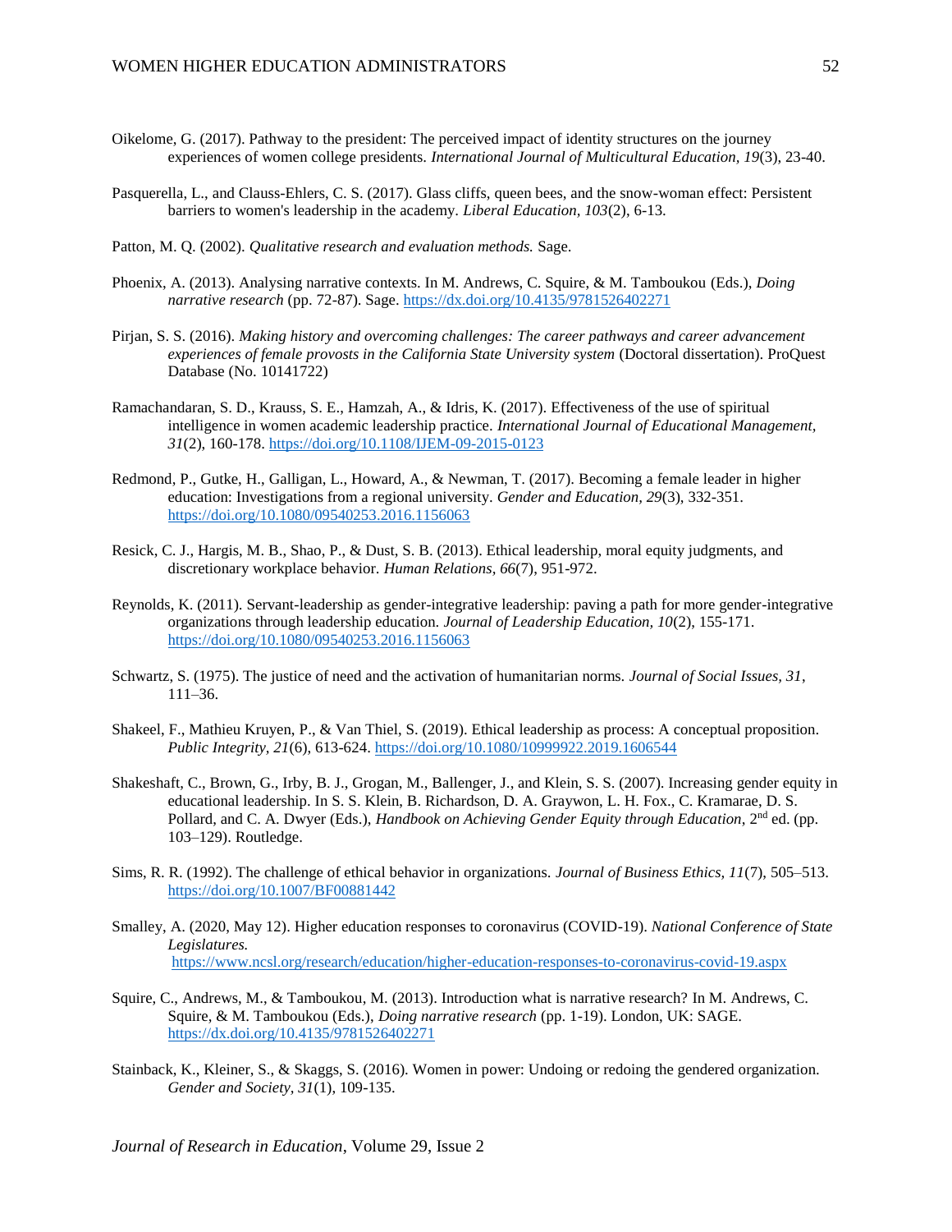Oikelome, G. (2017). Pathway to the president: The perceived impact of identity structures on the journey experiences of women college presidents. *International Journal of Multicultural Education, 19*(3), 23-40.

Pasquerella, L., and Clauss-Ehlers, C. S. (2017). Glass cliffs, queen bees, and the snow-woman effect: Persistent barriers to women's leadership in the academy. *Liberal Education, 103*(2), 6-13.

Patton, M. Q. (2002). *Qualitative research and evaluation methods.* Sage.

Phoenix, A. (2013). Analysing narrative contexts. In M. Andrews, C. Squire, & M. Tamboukou (Eds.), *Doing narrative research* (pp. 72-87). Sage. https://dx.doi.org/10.4135/9781526402271

Pirjan, S. S. (2016). *Making history and overcoming challenges: The career pathways and career advancement experiences of female provosts in the California State University system* (Doctoral dissertation). ProQuest Database (No. 10141722)

Ramachandaran, S. D., Krauss, S. E., Hamzah, A., & Idris, K. (2017). Effectiveness of the use of spiritual intelligence in women academic leadership practice. *International Journal of Educational Management, 31*(2), 160-178. https://doi.org/10.1108/IJEM-09-2015-0123

Redmond, P., Gutke, H., Galligan, L., Howard, A., & Newman, T. (2017). Becoming a female leader in higher education: Investigations from a regional university. *Gender and Education, 29*(3), 332-351. https://doi.org/10.1080/09540253.2016.1156063

Resick, C. J., Hargis, M. B., Shao, P., & Dust, S. B. (2013). Ethical leadership, moral equity judgments, and discretionary workplace behavior. *Human Relations, 66*(7), 951-972.

Reynolds, K. (2011). Servant-leadership as gender-integrative leadership: paving a path for more gender-integrative organizations through leadership education. *Journal of Leadership Education, 10*(2), 155-171. https://doi.org/10.1080/09540253.2016.1156063

Schwartz, S. (1975). The justice of need and the activation of humanitarian norms. *Journal of Social Issues, 31*, 111–36.

Shakeel, F., Mathieu Kruyen, P., & Van Thiel, S. (2019). Ethical leadership as process: A conceptual proposition. *Public Integrity, 21*(6), 613-624. https://doi.org/10.1080/10999922.2019.1606544

Shakeshaft, C., Brown, G., Irby, B. J., Grogan, M., Ballenger, J., and Klein, S. S. (2007). Increasing gender equity in educational leadership. In S. S. Klein, B. Richardson, D. A. Graywon, L. H. Fox., C. Kramarae, D. S. Pollard, and C. A. Dwyer (Eds.), *Handbook on Achieving Gender Equity through Education*, 2nd ed. (pp. 103–129). Routledge.

Sims, R. R. (1992). The challenge of ethical behavior in organizations. *Journal of Business Ethics, 11*(7), 505–513. https://doi.org/10.1007/BF00881442

Smalley, A. (2020, May 12). Higher education responses to coronavirus (COVID-19). *National Conference of State Legislatures.* https://www.ncsl.org/research/education/higher-education-responses-to-coronavirus-covid-19.aspx

Squire, C., Andrews, M., & Tamboukou, M. (2013). Introduction what is narrative research? In M. Andrews, C. Squire, & M. Tamboukou (Eds.), *Doing narrative research* (pp. 1-19). London, UK: SAGE. https://dx.doi.org/10.4135/9781526402271

Stainback, K., Kleiner, S., & Skaggs, S. (2016). Women in power: Undoing or redoing the gendered organization. *Gender and Society, 31*(1), 109-135.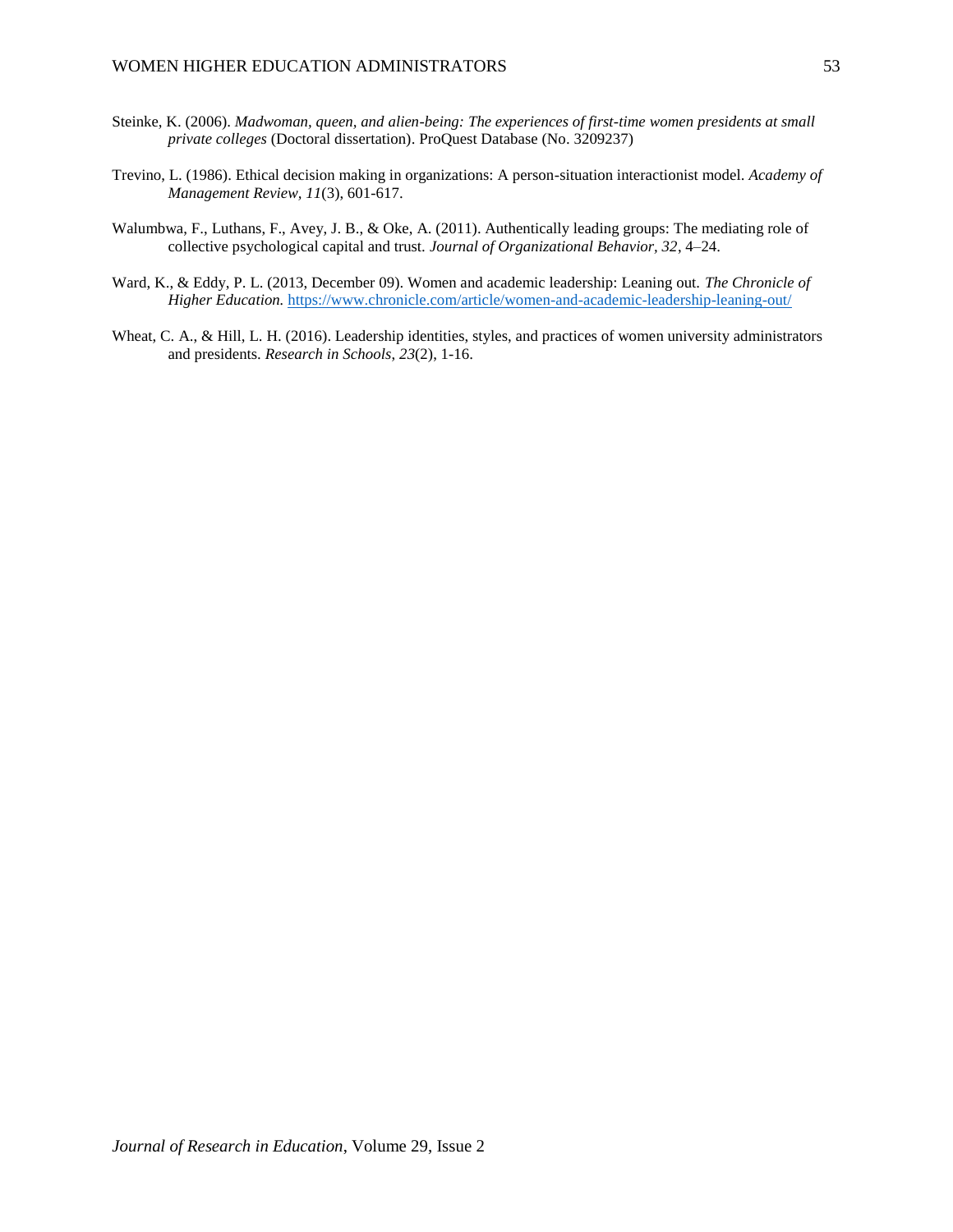Steinke, K. (2006). *Madwoman, queen, and alien-being: The experiences of first-time women presidents at small private colleges* (Doctoral dissertation). ProQuest Database (No. 3209237)

Trevino, L. (1986). Ethical decision making in organizations: A person-situation interactionist model. *Academy of Management Review*, *11*(3), 601-617.

Walumbwa, F., Luthans, F., Avey, J. B., & Oke, A. (2011). Authentically leading groups: The mediating role of collective psychological capital and trust. *Journal of Organizational Behavior, 32*, 4–24.

Ward, K., & Eddy, P. L. (2013, December 09). Women and academic leadership: Leaning out. *The Chronicle of Higher Education.* https://www.chronicle.com/article/women-and-academic-leadership-leaning-out/

Wheat, C. A., & Hill, L. H. (2016). Leadership identities, styles, and practices of women university administrators and presidents. *Research in Schools*, *23*(2), 1-16.